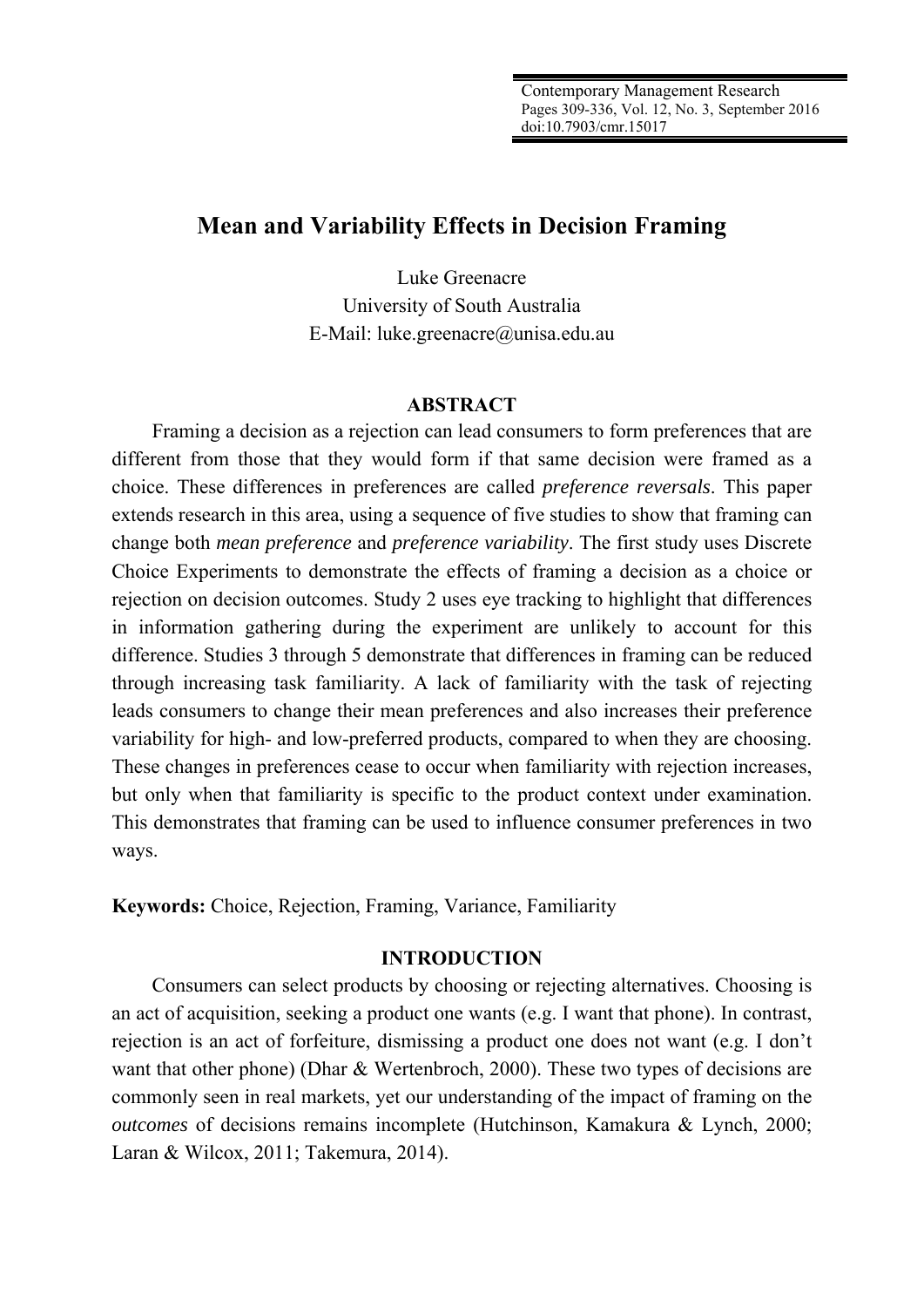# Mean and Variability Effects in Decision Framing

Luke Greenacre
University of South Australia
E-Mail: luke.greenacre@unisa.edu.au

## ABSTRACT

Framing a decision as a rejection can lead consumers to form preferences that are different from those that they would form if that same decision were framed as a choice. These differences in preferences are called *preference reversals*. This paper extends research in this area, using a sequence of five studies to show that framing can change both *mean preference* and *preference variability*. The first study uses Discrete Choice Experiments to demonstrate the effects of framing a decision as a choice or rejection on decision outcomes. Study 2 uses eye tracking to highlight that differences in information gathering during the experiment are unlikely to account for this difference. Studies 3 through 5 demonstrate that differences in framing can be reduced through increasing task familiarity. A lack of familiarity with the task of rejecting leads consumers to change their mean preferences and also increases their preference variability for high- and low-preferred products, compared to when they are choosing. These changes in preferences cease to occur when familiarity with rejection increases, but only when that familiarity is specific to the product context under examination. This demonstrates that framing can be used to influence consumer preferences in two ways.

**Keywords:** Choice, Rejection, Framing, Variance, Familiarity

## INTRODUCTION

Consumers can select products by choosing or rejecting alternatives. Choosing is an act of acquisition, seeking a product one wants (e.g. I want that phone). In contrast, rejection is an act of forfeiture, dismissing a product one does not want (e.g. I don't want that other phone) (Dhar & Wertenbroch, 2000). These two types of decisions are commonly seen in real markets, yet our understanding of the impact of framing on the *outcomes* of decisions remains incomplete (Hutchinson, Kamakura & Lynch, 2000; Laran & Wilcox, 2011; Takemura, 2014).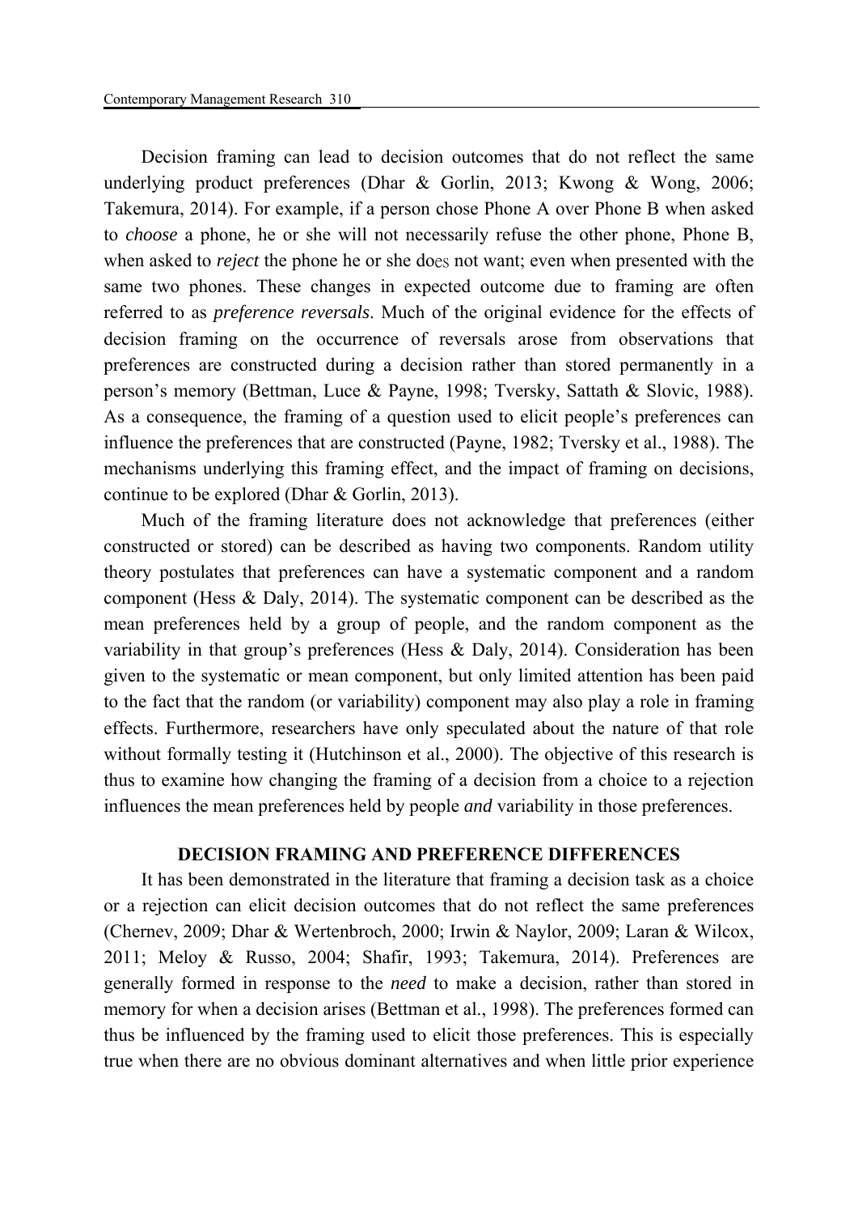Decision framing can lead to decision outcomes that do not reflect the same underlying product preferences (Dhar & Gorlin, 2013; Kwong & Wong, 2006; Takemura, 2014). For example, if a person chose Phone A over Phone B when asked to *choose* a phone, he or she will not necessarily refuse the other phone, Phone B, when asked to *reject* the phone he or she does not want; even when presented with the same two phones. These changes in expected outcome due to framing are often referred to as *preference reversals*. Much of the original evidence for the effects of decision framing on the occurrence of reversals arose from observations that preferences are constructed during a decision rather than stored permanently in a person's memory (Bettman, Luce & Payne, 1998; Tversky, Sattath & Slovic, 1988). As a consequence, the framing of a question used to elicit people's preferences can influence the preferences that are constructed (Payne, 1982; Tversky et al., 1988). The mechanisms underlying this framing effect, and the impact of framing on decisions, continue to be explored (Dhar & Gorlin, 2013).

Much of the framing literature does not acknowledge that preferences (either constructed or stored) can be described as having two components. Random utility theory postulates that preferences can have a systematic component and a random component (Hess & Daly, 2014). The systematic component can be described as the mean preferences held by a group of people, and the random component as the variability in that group's preferences (Hess & Daly, 2014). Consideration has been given to the systematic or mean component, but only limited attention has been paid to the fact that the random (or variability) component may also play a role in framing effects. Furthermore, researchers have only speculated about the nature of that role without formally testing it (Hutchinson et al., 2000). The objective of this research is thus to examine how changing the framing of a decision from a choice to a rejection influences the mean preferences held by people *and* variability in those preferences.

## DECISION FRAMING AND PREFERENCE DIFFERENCES

It has been demonstrated in the literature that framing a decision task as a choice or a rejection can elicit decision outcomes that do not reflect the same preferences (Chernev, 2009; Dhar & Wertenbroch, 2000; Irwin & Naylor, 2009; Laran & Wilcox, 2011; Meloy & Russo, 2004; Shafir, 1993; Takemura, 2014). Preferences are generally formed in response to the *need* to make a decision, rather than stored in memory for when a decision arises (Bettman et al., 1998). The preferences formed can thus be influenced by the framing used to elicit those preferences. This is especially true when there are no obvious dominant alternatives and when little prior experience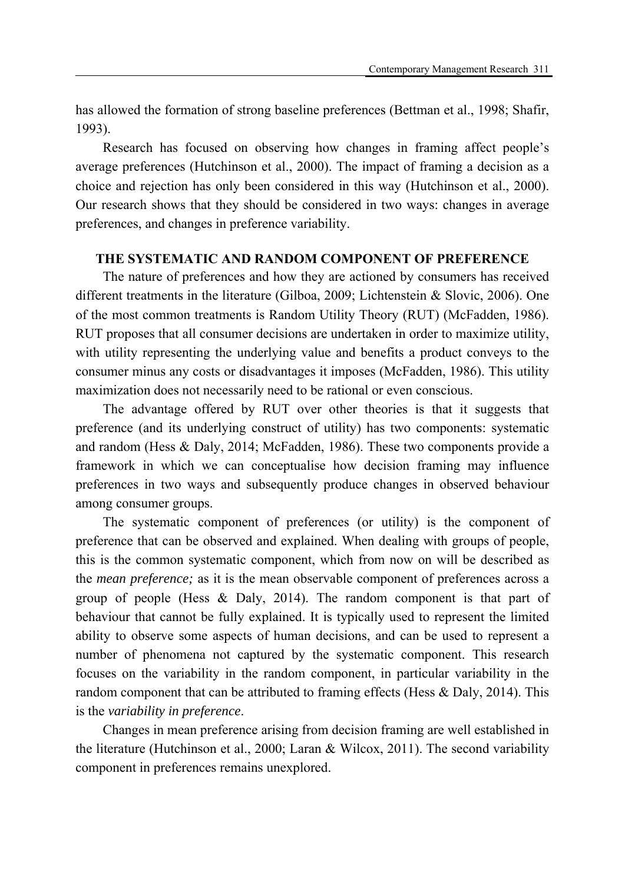has allowed the formation of strong baseline preferences (Bettman et al., 1998; Shafir, 1993).

Research has focused on observing how changes in framing affect people's average preferences (Hutchinson et al., 2000). The impact of framing a decision as a choice and rejection has only been considered in this way (Hutchinson et al., 2000). Our research shows that they should be considered in two ways: changes in average preferences, and changes in preference variability.

## THE SYSTEMATIC AND RANDOM COMPONENT OF PREFERENCE

The nature of preferences and how they are actioned by consumers has received different treatments in the literature (Gilboa, 2009; Lichtenstein & Slovic, 2006). One of the most common treatments is Random Utility Theory (RUT) (McFadden, 1986). RUT proposes that all consumer decisions are undertaken in order to maximize utility, with utility representing the underlying value and benefits a product conveys to the consumer minus any costs or disadvantages it imposes (McFadden, 1986). This utility maximization does not necessarily need to be rational or even conscious.

The advantage offered by RUT over other theories is that it suggests that preference (and its underlying construct of utility) has two components: systematic and random (Hess & Daly, 2014; McFadden, 1986). These two components provide a framework in which we can conceptualise how decision framing may influence preferences in two ways and subsequently produce changes in observed behaviour among consumer groups.

The systematic component of preferences (or utility) is the component of preference that can be observed and explained. When dealing with groups of people, this is the common systematic component, which from now on will be described as the *mean preference;* as it is the mean observable component of preferences across a group of people (Hess & Daly, 2014). The random component is that part of behaviour that cannot be fully explained. It is typically used to represent the limited ability to observe some aspects of human decisions, and can be used to represent a number of phenomena not captured by the systematic component. This research focuses on the variability in the random component, in particular variability in the random component that can be attributed to framing effects (Hess & Daly, 2014). This is the *variability in preference*.

Changes in mean preference arising from decision framing are well established in the literature (Hutchinson et al., 2000; Laran & Wilcox, 2011). The second variability component in preferences remains unexplored.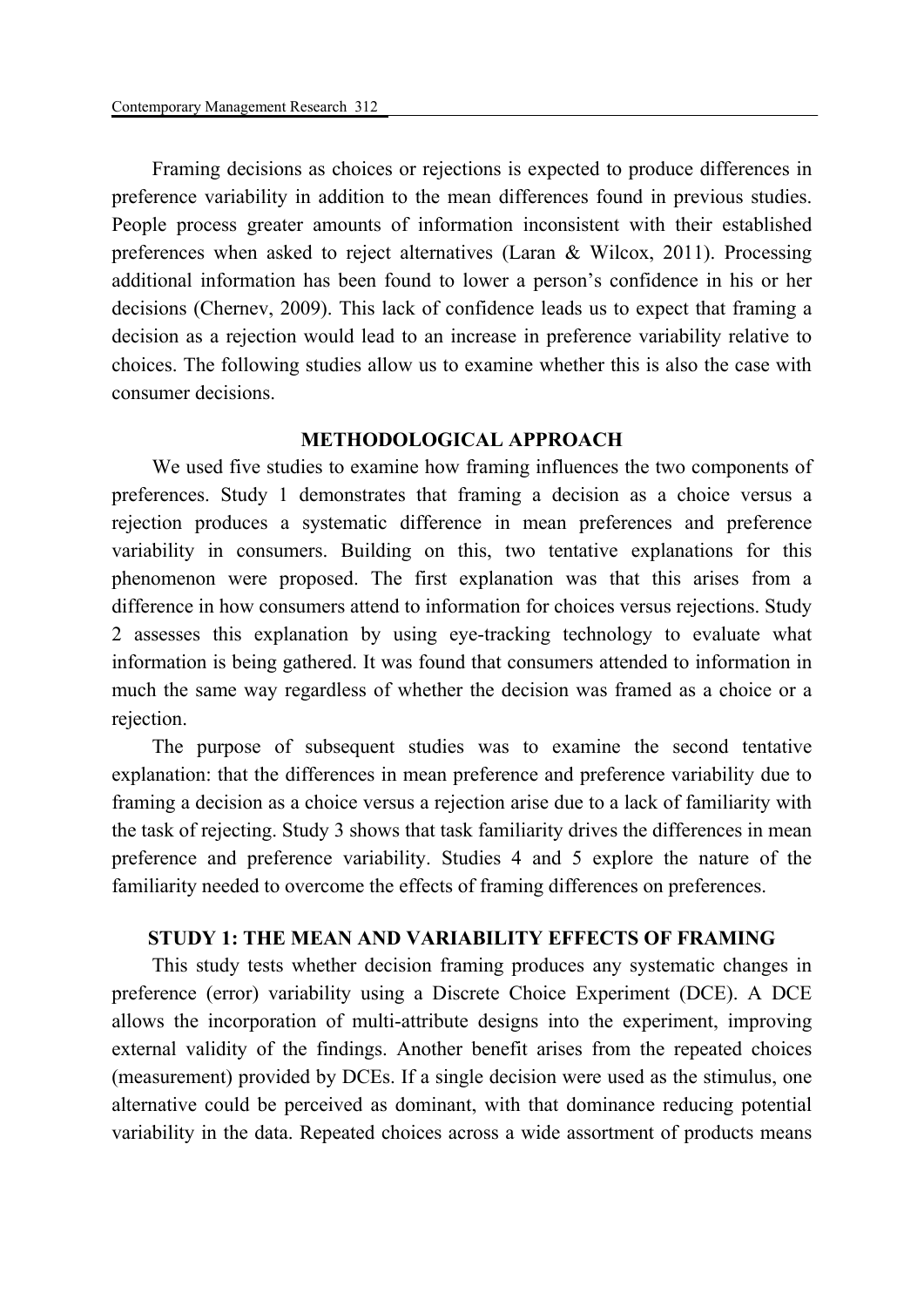Framing decisions as choices or rejections is expected to produce differences in preference variability in addition to the mean differences found in previous studies. People process greater amounts of information inconsistent with their established preferences when asked to reject alternatives (Laran & Wilcox, 2011). Processing additional information has been found to lower a person's confidence in his or her decisions (Chernev, 2009). This lack of confidence leads us to expect that framing a decision as a rejection would lead to an increase in preference variability relative to choices. The following studies allow us to examine whether this is also the case with consumer decisions.

## METHODOLOGICAL APPROACH

We used five studies to examine how framing influences the two components of preferences. Study 1 demonstrates that framing a decision as a choice versus a rejection produces a systematic difference in mean preferences and preference variability in consumers. Building on this, two tentative explanations for this phenomenon were proposed. The first explanation was that this arises from a difference in how consumers attend to information for choices versus rejections. Study 2 assesses this explanation by using eye-tracking technology to evaluate what information is being gathered. It was found that consumers attended to information in much the same way regardless of whether the decision was framed as a choice or a rejection.

The purpose of subsequent studies was to examine the second tentative explanation: that the differences in mean preference and preference variability due to framing a decision as a choice versus a rejection arise due to a lack of familiarity with the task of rejecting. Study 3 shows that task familiarity drives the differences in mean preference and preference variability. Studies 4 and 5 explore the nature of the familiarity needed to overcome the effects of framing differences on preferences.

## STUDY 1: THE MEAN AND VARIABILITY EFFECTS OF FRAMING

This study tests whether decision framing produces any systematic changes in preference (error) variability using a Discrete Choice Experiment (DCE). A DCE allows the incorporation of multi-attribute designs into the experiment, improving external validity of the findings. Another benefit arises from the repeated choices (measurement) provided by DCEs. If a single decision were used as the stimulus, one alternative could be perceived as dominant, with that dominance reducing potential variability in the data. Repeated choices across a wide assortment of products means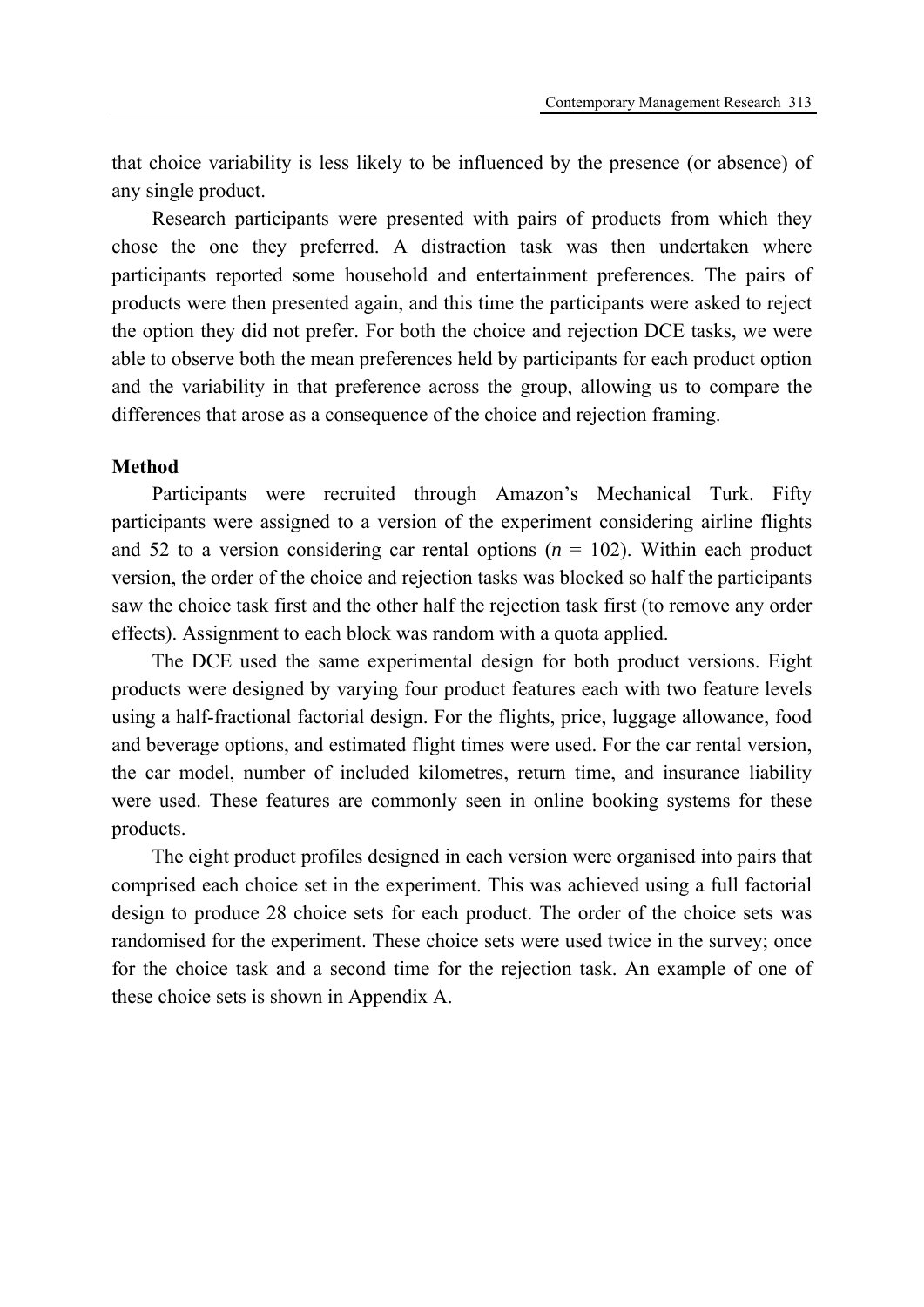that choice variability is less likely to be influenced by the presence (or absence) of any single product.

Research participants were presented with pairs of products from which they chose the one they preferred. A distraction task was then undertaken where participants reported some household and entertainment preferences. The pairs of products were then presented again, and this time the participants were asked to reject the option they did not prefer. For both the choice and rejection DCE tasks, we were able to observe both the mean preferences held by participants for each product option and the variability in that preference across the group, allowing us to compare the differences that arose as a consequence of the choice and rejection framing.

**Method**

Participants were recruited through Amazon's Mechanical Turk. Fifty participants were assigned to a version of the experiment considering airline flights and 52 to a version considering car rental options ($n$ = 102). Within each product version, the order of the choice and rejection tasks was blocked so half the participants saw the choice task first and the other half the rejection task first (to remove any order effects). Assignment to each block was random with a quota applied.

The DCE used the same experimental design for both product versions. Eight products were designed by varying four product features each with two feature levels using a half-fractional factorial design. For the flights, price, luggage allowance, food and beverage options, and estimated flight times were used. For the car rental version, the car model, number of included kilometres, return time, and insurance liability were used. These features are commonly seen in online booking systems for these products.

The eight product profiles designed in each version were organised into pairs that comprised each choice set in the experiment. This was achieved using a full factorial design to produce 28 choice sets for each product. The order of the choice sets was randomised for the experiment. These choice sets were used twice in the survey; once for the choice task and a second time for the rejection task. An example of one of these choice sets is shown in Appendix A.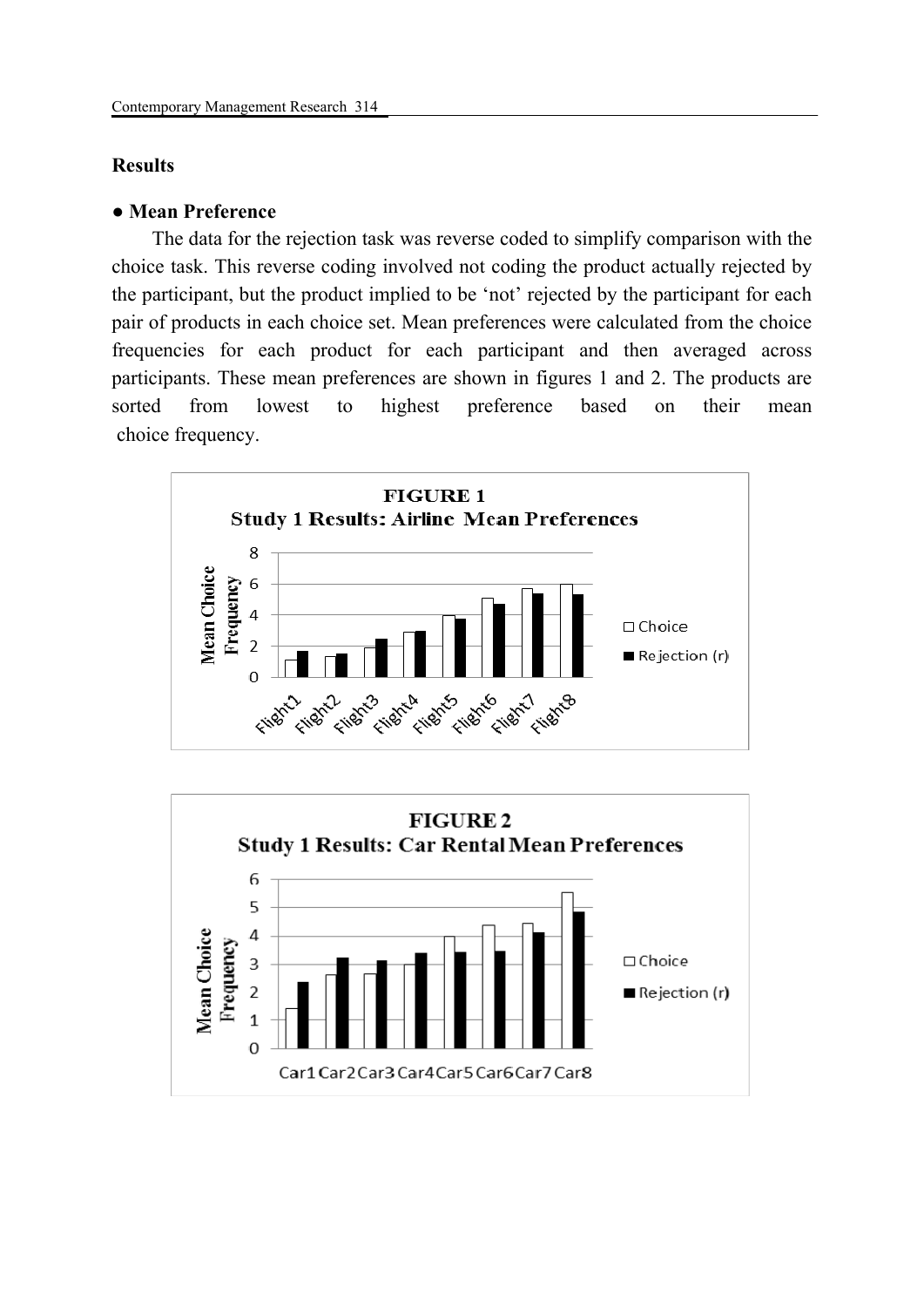## Results

### ● Mean Preference

The data for the rejection task was reverse coded to simplify comparison with the choice task. This reverse coding involved not coding the product actually rejected by the participant, but the product implied to be 'not' rejected by the participant for each pair of products in each choice set. Mean preferences were calculated from the choice frequencies for each product for each participant and then averaged across participants. These mean preferences are shown in figures 1 and 2. The products are sorted from lowest to highest preference based on their mean choice frequency.

**FIGURE 1**
**Study 1 Results: Airline Mean Preferences**

**FIGURE 2**
**Study 1 Results: Car Rental Mean Preferences**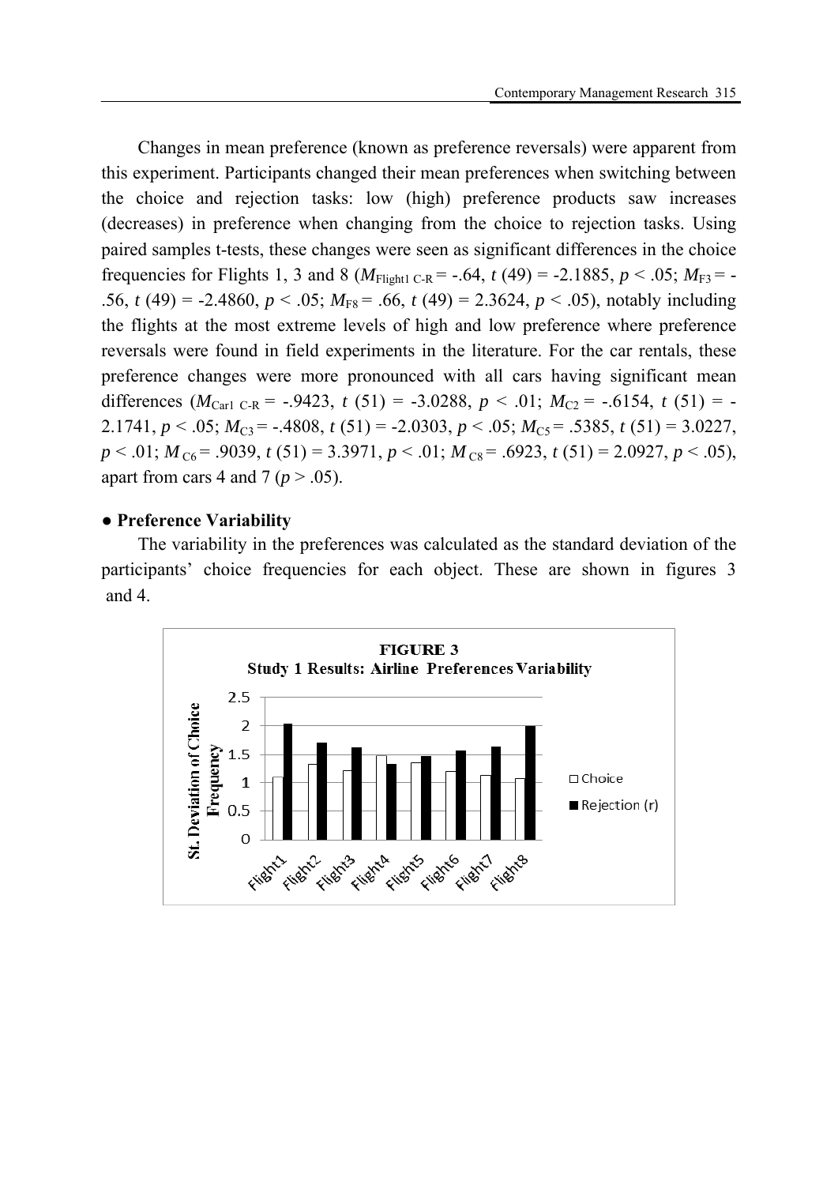Changes in mean preference (known as preference reversals) were apparent from this experiment. Participants changed their mean preferences when switching between the choice and rejection tasks: low (high) preference products saw increases (decreases) in preference when changing from the choice to rejection tasks. Using paired samples t-tests, these changes were seen as significant differences in the choice frequencies for Flights 1, 3 and 8 ($M_{\text{Flight1 C-R}} = -.64$, $t\,(49) = -2.1885$, $p < .05$; $M_{F3} = -.56$, $t\,(49) = -2.4860$, $p < .05$; $M_{F8} = .66$, $t\,(49) = 2.3624$, $p < .05$), notably including the flights at the most extreme levels of high and low preference where preference reversals were found in field experiments in the literature. For the car rentals, these preference changes were more pronounced with all cars having significant mean differences ($M_{\text{Car1 C-R}} = -.9423$, $t\,(51) = -3.0288$, $p < .01$; $M_{C2} = -.6154$, $t\,(51) = -2.1741$, $p < .05$; $M_{C3} = -.4808$, $t\,(51) = -2.0303$, $p < .05$; $M_{C5} = .5385$, $t\,(51) = 3.0227$, $p < .01$; $M_{C6} = .9039$, $t\,(51) = 3.3971$, $p < .01$; $M_{C8} = .6923$, $t\,(51) = 2.0927$, $p < .05$), apart from cars 4 and 7 ($p > .05$).

## ● Preference Variability

The variability in the preferences was calculated as the standard deviation of the participants' choice frequencies for each object. These are shown in figures 3 and 4.

**FIGURE 3**
**Study 1 Results: Airline Preferences Variability**

(Bar chart: St. Deviation of Choice Frequency for Flight1–Flight8; series: Choice, Rejection (r))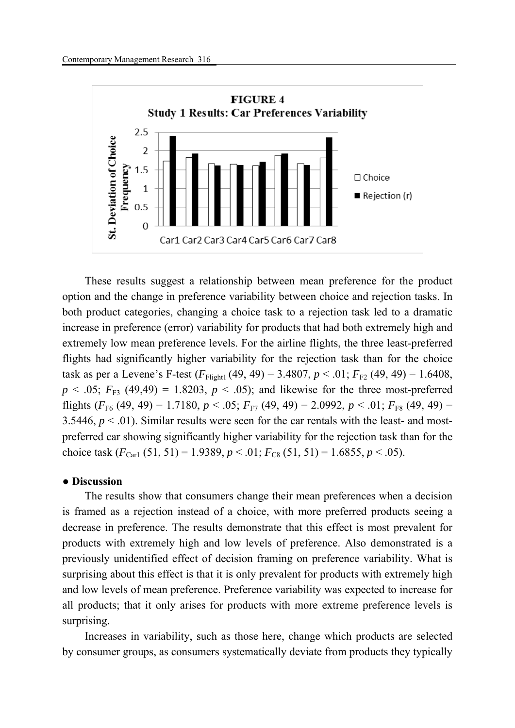**FIGURE 4**
**Study 1 Results: Car Preferences Variability**

These results suggest a relationship between mean preference for the product option and the change in preference variability between choice and rejection tasks. In both product categories, changing a choice task to a rejection task led to a dramatic increase in preference (error) variability for products that had both extremely high and extremely low mean preference levels. For the airline flights, the three least-preferred flights had significantly higher variability for the rejection task than for the choice task as per a Levene's F-test ($F_{Flight1}$ (49, 49) = 3.4807, $p < .01$; $F_{F2}$ (49, 49) = 1.6408, $p < .05$; $F_{F3}$ (49,49) = 1.8203, $p < .05$); and likewise for the three most-preferred flights ($F_{F6}$ (49, 49) = 1.7180, $p < .05$; $F_{F7}$ (49, 49) = 2.0992, $p < .01$; $F_{F8}$ (49, 49) = 3.5446, $p < .01$). Similar results were seen for the car rentals with the least- and most-preferred car showing significantly higher variability for the rejection task than for the choice task ($F_{Car1}$ (51, 51) = 1.9389, $p < .01$; $F_{C8}$ (51, 51) = 1.6855, $p < .05$).

● **Discussion**

The results show that consumers change their mean preferences when a decision is framed as a rejection instead of a choice, with more preferred products seeing a decrease in preference. The results demonstrate that this effect is most prevalent for products with extremely high and low levels of preference. Also demonstrated is a previously unidentified effect of decision framing on preference variability. What is surprising about this effect is that it is only prevalent for products with extremely high and low levels of mean preference. Preference variability was expected to increase for all products; that it only arises for products with more extreme preference levels is surprising.

Increases in variability, such as those here, change which products are selected by consumer groups, as consumers systematically deviate from products they typically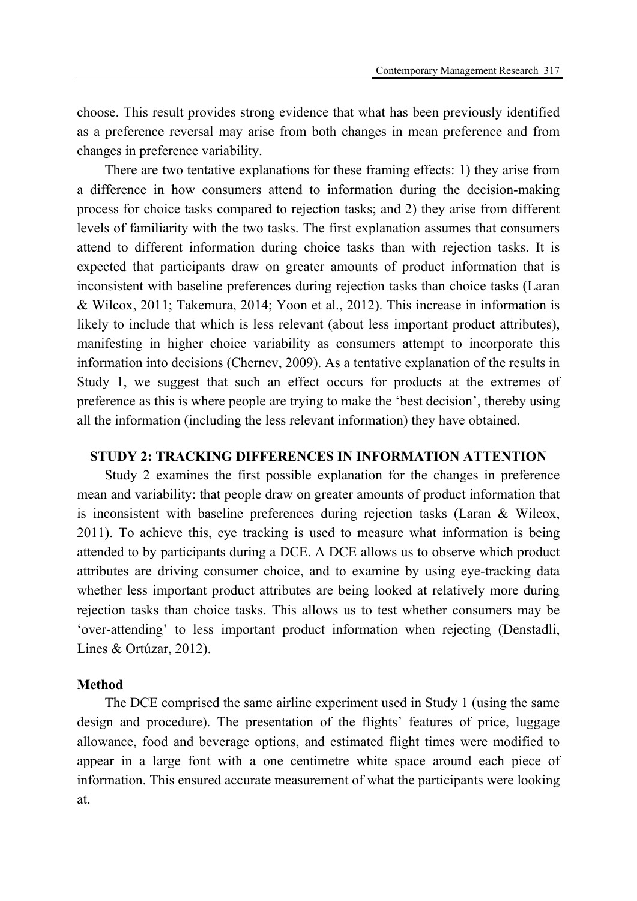choose. This result provides strong evidence that what has been previously identified as a preference reversal may arise from both changes in mean preference and from changes in preference variability.

There are two tentative explanations for these framing effects: 1) they arise from a difference in how consumers attend to information during the decision-making process for choice tasks compared to rejection tasks; and 2) they arise from different levels of familiarity with the two tasks. The first explanation assumes that consumers attend to different information during choice tasks than with rejection tasks. It is expected that participants draw on greater amounts of product information that is inconsistent with baseline preferences during rejection tasks than choice tasks (Laran & Wilcox, 2011; Takemura, 2014; Yoon et al., 2012). This increase in information is likely to include that which is less relevant (about less important product attributes), manifesting in higher choice variability as consumers attempt to incorporate this information into decisions (Chernev, 2009). As a tentative explanation of the results in Study 1, we suggest that such an effect occurs for products at the extremes of preference as this is where people are trying to make the 'best decision', thereby using all the information (including the less relevant information) they have obtained.

## STUDY 2: TRACKING DIFFERENCES IN INFORMATION ATTENTION

Study 2 examines the first possible explanation for the changes in preference mean and variability: that people draw on greater amounts of product information that is inconsistent with baseline preferences during rejection tasks (Laran & Wilcox, 2011). To achieve this, eye tracking is used to measure what information is being attended to by participants during a DCE. A DCE allows us to observe which product attributes are driving consumer choice, and to examine by using eye-tracking data whether less important product attributes are being looked at relatively more during rejection tasks than choice tasks. This allows us to test whether consumers may be 'over-attending' to less important product information when rejecting (Denstadli, Lines & Ortúzar, 2012).

### Method

The DCE comprised the same airline experiment used in Study 1 (using the same design and procedure). The presentation of the flights' features of price, luggage allowance, food and beverage options, and estimated flight times were modified to appear in a large font with a one centimetre white space around each piece of information. This ensured accurate measurement of what the participants were looking at.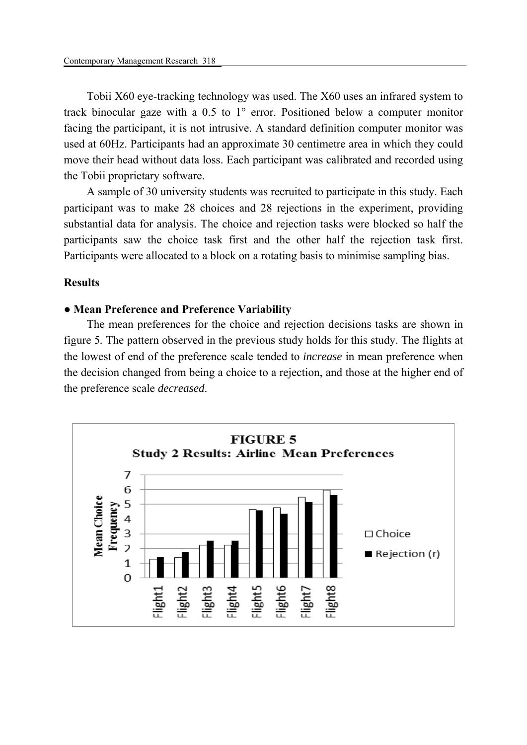Tobii X60 eye-tracking technology was used. The X60 uses an infrared system to track binocular gaze with a 0.5 to 1° error. Positioned below a computer monitor facing the participant, it is not intrusive. A standard definition computer monitor was used at 60Hz. Participants had an approximate 30 centimetre area in which they could move their head without data loss. Each participant was calibrated and recorded using the Tobii proprietary software.

A sample of 30 university students was recruited to participate in this study. Each participant was to make 28 choices and 28 rejections in the experiment, providing substantial data for analysis. The choice and rejection tasks were blocked so half the participants saw the choice task first and the other half the rejection task first. Participants were allocated to a block on a rotating basis to minimise sampling bias.

**Results**

**● Mean Preference and Preference Variability**

The mean preferences for the choice and rejection decisions tasks are shown in figure 5. The pattern observed in the previous study holds for this study. The flights at the lowest of end of the preference scale tended to *increase* in mean preference when the decision changed from being a choice to a rejection, and those at the higher end of the preference scale *decreased*.

**FIGURE 5**
**Study 2 Results: Airline Mean Preferences**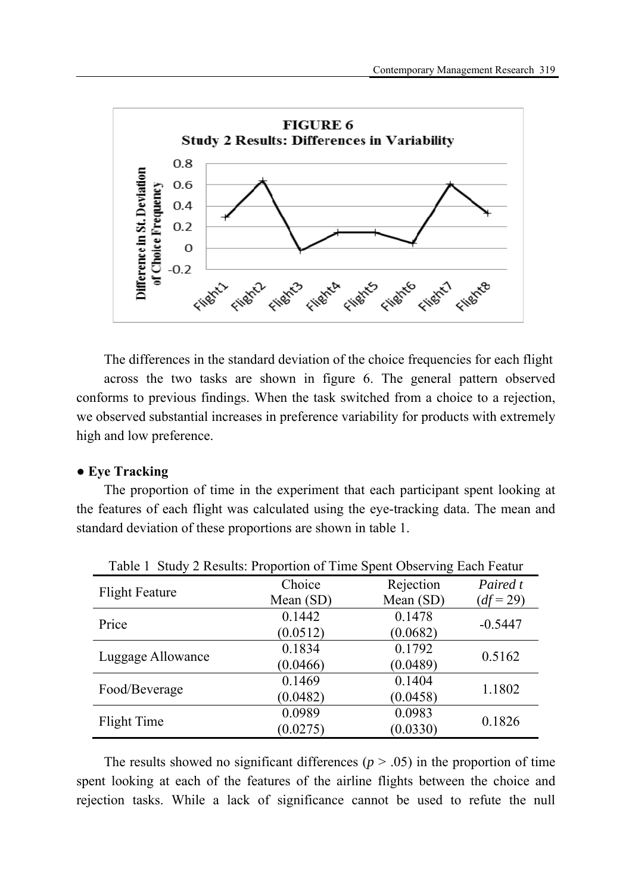The differences in the standard deviation of the choice frequencies for each flight across the two tasks are shown in figure 6. The general pattern observed conforms to previous findings. When the task switched from a choice to a rejection, we observed substantial increases in preference variability for products with extremely high and low preference.

## ● Eye Tracking

The proportion of time in the experiment that each participant spent looking at the features of each flight was calculated using the eye-tracking data. The mean and standard deviation of these proportions are shown in table 1.

Table 1 Study 2 Results: Proportion of Time Spent Observing Each Featur

| Flight Feature | Choice Mean (SD) | Rejection Mean (SD) | *Paired t* ($df = 29$) |
|---|---|---|---|
| Price | 0.1442 (0.0512) | 0.1478 (0.0682) | -0.5447 |
| Luggage Allowance | 0.1834 (0.0466) | 0.1792 (0.0489) | 0.5162 |
| Food/Beverage | 0.1469 (0.0482) | 0.1404 (0.0458) | 1.1802 |
| Flight Time | 0.0989 (0.0275) | 0.0983 (0.0330) | 0.1826 |

The results showed no significant differences ($p > .05$) in the proportion of time spent looking at each of the features of the airline flights between the choice and rejection tasks. While a lack of significance cannot be used to refute the null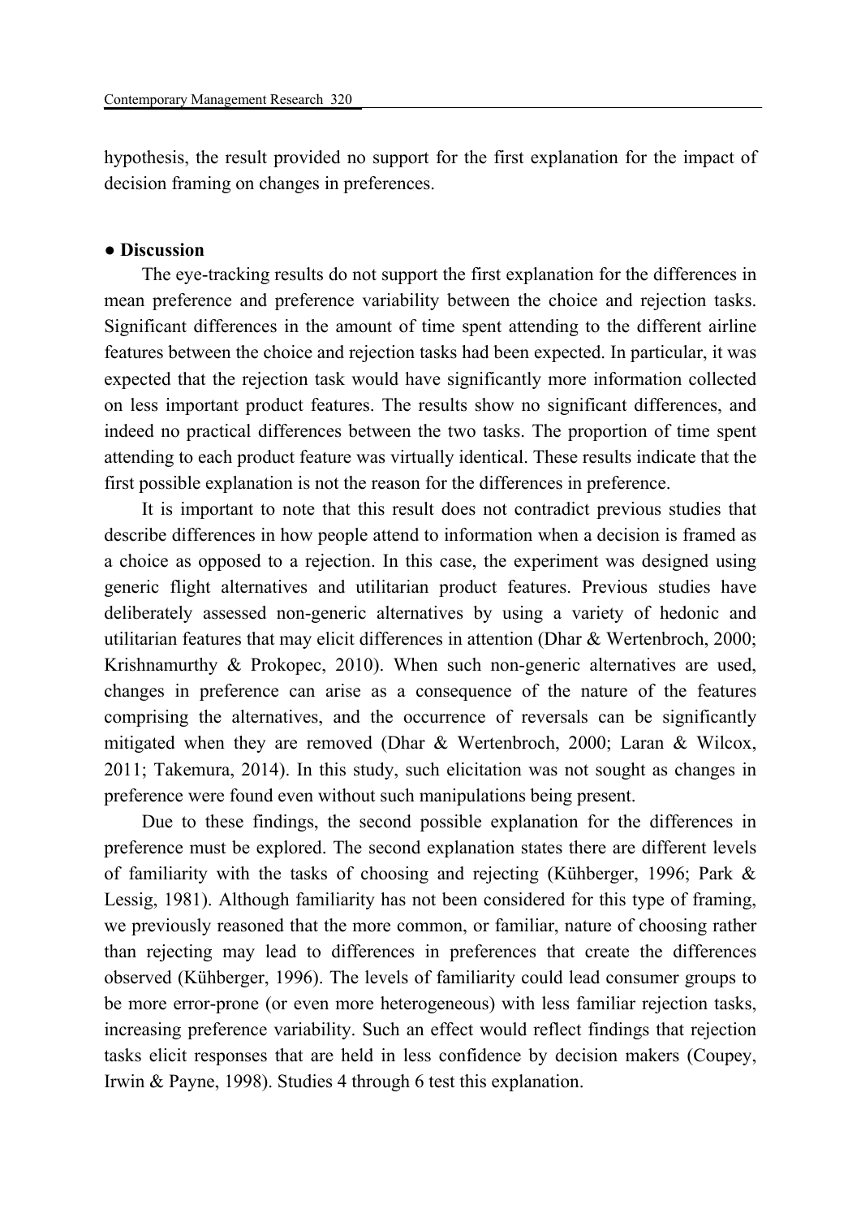hypothesis, the result provided no support for the first explanation for the impact of decision framing on changes in preferences.

**● Discussion**

The eye-tracking results do not support the first explanation for the differences in mean preference and preference variability between the choice and rejection tasks. Significant differences in the amount of time spent attending to the different airline features between the choice and rejection tasks had been expected. In particular, it was expected that the rejection task would have significantly more information collected on less important product features. The results show no significant differences, and indeed no practical differences between the two tasks. The proportion of time spent attending to each product feature was virtually identical. These results indicate that the first possible explanation is not the reason for the differences in preference.

It is important to note that this result does not contradict previous studies that describe differences in how people attend to information when a decision is framed as a choice as opposed to a rejection. In this case, the experiment was designed using generic flight alternatives and utilitarian product features. Previous studies have deliberately assessed non-generic alternatives by using a variety of hedonic and utilitarian features that may elicit differences in attention (Dhar & Wertenbroch, 2000; Krishnamurthy & Prokopec, 2010). When such non-generic alternatives are used, changes in preference can arise as a consequence of the nature of the features comprising the alternatives, and the occurrence of reversals can be significantly mitigated when they are removed (Dhar & Wertenbroch, 2000; Laran & Wilcox, 2011; Takemura, 2014). In this study, such elicitation was not sought as changes in preference were found even without such manipulations being present.

Due to these findings, the second possible explanation for the differences in preference must be explored. The second explanation states there are different levels of familiarity with the tasks of choosing and rejecting (Kühberger, 1996; Park & Lessig, 1981). Although familiarity has not been considered for this type of framing, we previously reasoned that the more common, or familiar, nature of choosing rather than rejecting may lead to differences in preferences that create the differences observed (Kühberger, 1996). The levels of familiarity could lead consumer groups to be more error-prone (or even more heterogeneous) with less familiar rejection tasks, increasing preference variability. Such an effect would reflect findings that rejection tasks elicit responses that are held in less confidence by decision makers (Coupey, Irwin & Payne, 1998). Studies 4 through 6 test this explanation.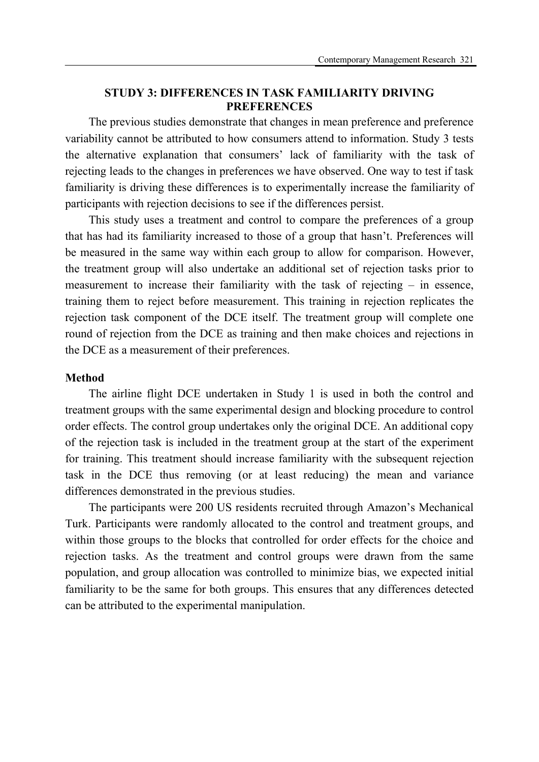## STUDY 3: DIFFERENCES IN TASK FAMILIARITY DRIVING PREFERENCES

The previous studies demonstrate that changes in mean preference and preference variability cannot be attributed to how consumers attend to information. Study 3 tests the alternative explanation that consumers' lack of familiarity with the task of rejecting leads to the changes in preferences we have observed. One way to test if task familiarity is driving these differences is to experimentally increase the familiarity of participants with rejection decisions to see if the differences persist.

This study uses a treatment and control to compare the preferences of a group that has had its familiarity increased to those of a group that hasn't. Preferences will be measured in the same way within each group to allow for comparison. However, the treatment group will also undertake an additional set of rejection tasks prior to measurement to increase their familiarity with the task of rejecting – in essence, training them to reject before measurement. This training in rejection replicates the rejection task component of the DCE itself. The treatment group will complete one round of rejection from the DCE as training and then make choices and rejections in the DCE as a measurement of their preferences.

### Method

The airline flight DCE undertaken in Study 1 is used in both the control and treatment groups with the same experimental design and blocking procedure to control order effects. The control group undertakes only the original DCE. An additional copy of the rejection task is included in the treatment group at the start of the experiment for training. This treatment should increase familiarity with the subsequent rejection task in the DCE thus removing (or at least reducing) the mean and variance differences demonstrated in the previous studies.

The participants were 200 US residents recruited through Amazon's Mechanical Turk. Participants were randomly allocated to the control and treatment groups, and within those groups to the blocks that controlled for order effects for the choice and rejection tasks. As the treatment and control groups were drawn from the same population, and group allocation was controlled to minimize bias, we expected initial familiarity to be the same for both groups. This ensures that any differences detected can be attributed to the experimental manipulation.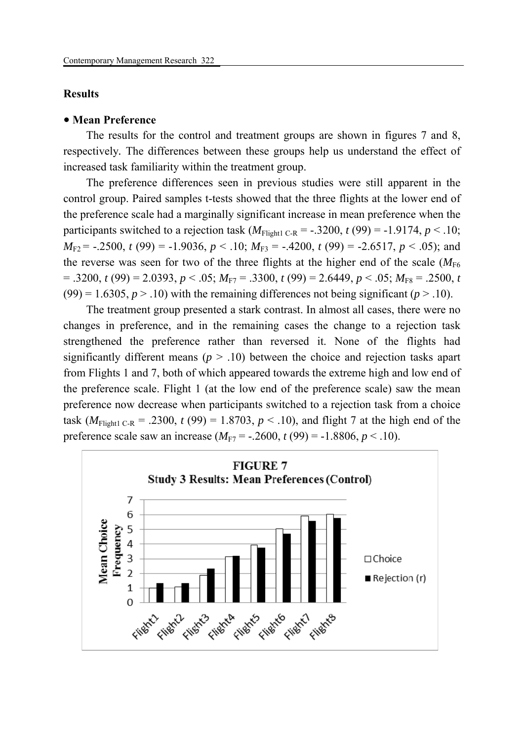## Results

### • Mean Preference

The results for the control and treatment groups are shown in figures 7 and 8, respectively. The differences between these groups help us understand the effect of increased task familiarity within the treatment group.

The preference differences seen in previous studies were still apparent in the control group. Paired samples t-tests showed that the three flights at the lower end of the preference scale had a marginally significant increase in mean preference when the participants switched to a rejection task ($M_{\text{Flight1 C-R}} = -.3200$, $t\ (99) = -1.9174$, $p < .10$; $M_{\text{F2}} = -.2500$, $t\ (99) = -1.9036$, $p < .10$; $M_{\text{F3}} = -.4200$, $t\ (99) = -2.6517$, $p < .05$); and the reverse was seen for two of the three flights at the higher end of the scale ($M_{\text{F6}} = .3200$, $t\ (99) = 2.0393$, $p < .05$; $M_{\text{F7}} = .3300$, $t\ (99) = 2.6449$, $p < .05$; $M_{\text{F8}} = .2500$, $t\ (99) = 1.6305$, $p > .10$) with the remaining differences not being significant ($p > .10$).

The treatment group presented a stark contrast. In almost all cases, there were no changes in preference, and in the remaining cases the change to a rejection task strengthened the preference rather than reversed it. None of the flights had significantly different means ($p > .10$) between the choice and rejection tasks apart from Flights 1 and 7, both of which appeared towards the extreme high and low end of the preference scale. Flight 1 (at the low end of the preference scale) saw the mean preference now decrease when participants switched to a rejection task from a choice task ($M_{\text{Flight1 C-R}} = .2300$, $t\ (99) = 1.8703$, $p < .10$), and flight 7 at the high end of the preference scale saw an increase ($M_{\text{F7}} = -.2600$, $t\ (99) = -1.8806$, $p < .10$).

**FIGURE 7**
**Study 3 Results: Mean Preferences (Control)**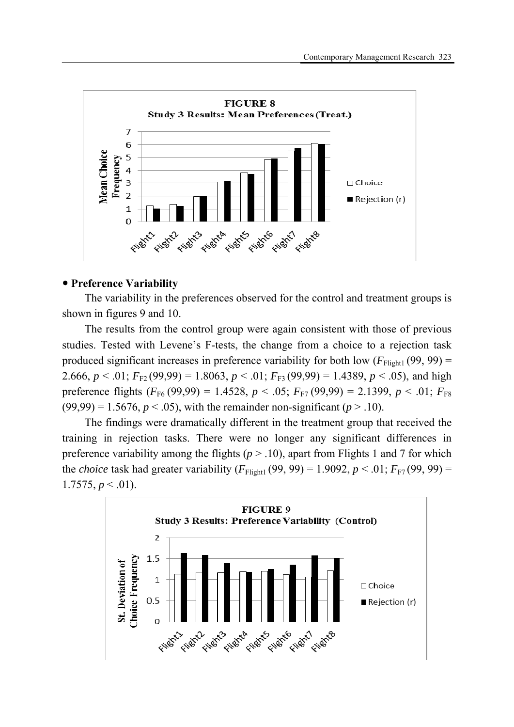**FIGURE 8**
**Study 3 Results: Mean Preferences (Treat.)**

- **Preference Variability**

The variability in the preferences observed for the control and treatment groups is shown in figures 9 and 10.

The results from the control group were again consistent with those of previous studies. Tested with Levene's F-tests, the change from a choice to a rejection task produced significant increases in preference variability for both low ($F_{\text{Flight1}}(99, 99) = 2.666$, $p < .01$; $F_{\text{F2}}(99,99) = 1.8063$, $p < .01$; $F_{\text{F3}}(99,99) = 1.4389$, $p < .05$), and high preference flights ($F_{\text{F6}}(99,99) = 1.4528$, $p < .05$; $F_{\text{F7}}(99,99) = 2.1399$, $p < .01$; $F_{\text{F8}}(99,99) = 1.5676$, $p < .05$), with the remainder non-significant ($p > .10$).

The findings were dramatically different in the treatment group that received the training in rejection tasks. There were no longer any significant differences in preference variability among the flights ($p > .10$), apart from Flights 1 and 7 for which the *choice* task had greater variability ($F_{\text{Flight1}}(99, 99) = 1.9092$, $p < .01$; $F_{\text{F7}}(99, 99) = 1.7575$, $p < .01$).

**FIGURE 9**
**Study 3 Results: Preference Variability (Control)**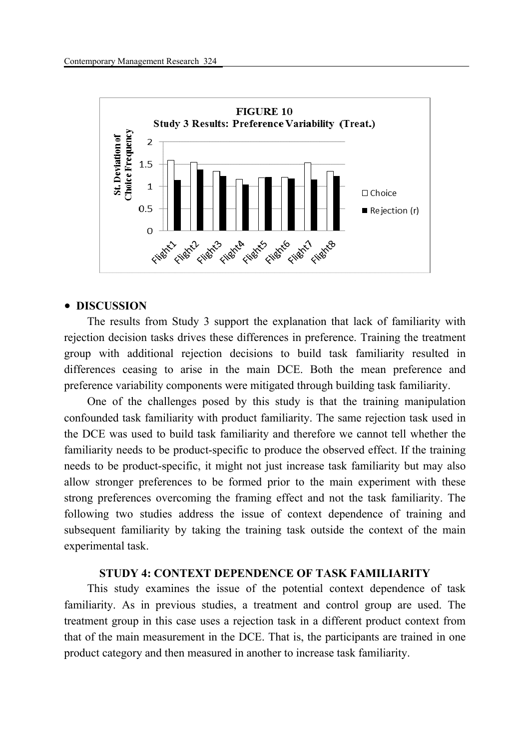FIGURE 10
Study 3 Results: Preference Variability (Treat.)

- **DISCUSSION**

The results from Study 3 support the explanation that lack of familiarity with rejection decision tasks drives these differences in preference. Training the treatment group with additional rejection decisions to build task familiarity resulted in differences ceasing to arise in the main DCE. Both the mean preference and preference variability components were mitigated through building task familiarity.

One of the challenges posed by this study is that the training manipulation confounded task familiarity with product familiarity. The same rejection task used in the DCE was used to build task familiarity and therefore we cannot tell whether the familiarity needs to be product-specific to produce the observed effect. If the training needs to be product-specific, it might not just increase task familiarity but may also allow stronger preferences to be formed prior to the main experiment with these strong preferences overcoming the framing effect and not the task familiarity. The following two studies address the issue of context dependence of training and subsequent familiarity by taking the training task outside the context of the main experimental task.

## STUDY 4: CONTEXT DEPENDENCE OF TASK FAMILIARITY

This study examines the issue of the potential context dependence of task familiarity. As in previous studies, a treatment and control group are used. The treatment group in this case uses a rejection task in a different product context from that of the main measurement in the DCE. That is, the participants are trained in one product category and then measured in another to increase task familiarity.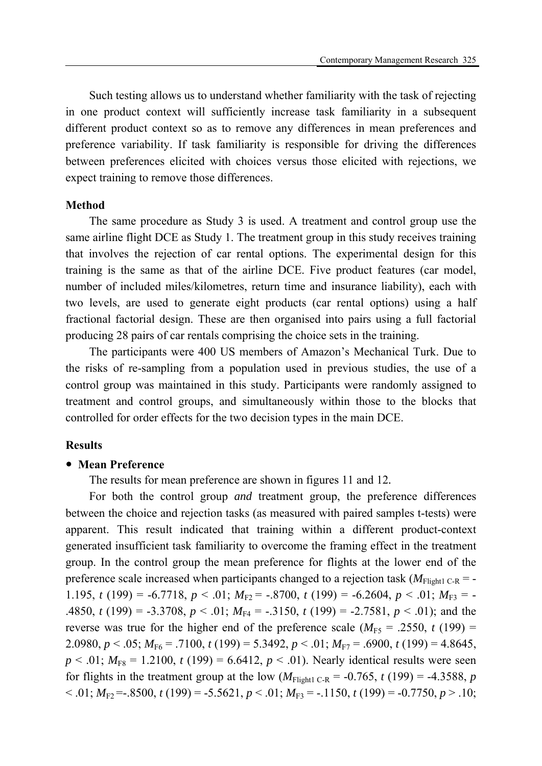Such testing allows us to understand whether familiarity with the task of rejecting in one product context will sufficiently increase task familiarity in a subsequent different product context so as to remove any differences in mean preferences and preference variability. If task familiarity is responsible for driving the differences between preferences elicited with choices versus those elicited with rejections, we expect training to remove those differences.

### Method

The same procedure as Study 3 is used. A treatment and control group use the same airline flight DCE as Study 1. The treatment group in this study receives training that involves the rejection of car rental options. The experimental design for this training is the same as that of the airline DCE. Five product features (car model, number of included miles/kilometres, return time and insurance liability), each with two levels, are used to generate eight products (car rental options) using a half fractional factorial design. These are then organised into pairs using a full factorial producing 28 pairs of car rentals comprising the choice sets in the training.

The participants were 400 US members of Amazon's Mechanical Turk. Due to the risks of re-sampling from a population used in previous studies, the use of a control group was maintained in this study. Participants were randomly assigned to treatment and control groups, and simultaneously within those to the blocks that controlled for order effects for the two decision types in the main DCE.

### Results

- **Mean Preference**

The results for mean preference are shown in figures 11 and 12.

For both the control group *and* treatment group, the preference differences between the choice and rejection tasks (as measured with paired samples t-tests) were apparent. This result indicated that training within a different product-context generated insufficient task familiarity to overcome the framing effect in the treatment group. In the control group the mean preference for flights at the lower end of the preference scale increased when participants changed to a rejection task ($M_{\text{Flight1 C-R}}$ = -1.195, $t$ (199) = -6.7718, $p$ < .01; $M_{\text{F2}}$ = -.8700, $t$ (199) = -6.2604, $p$ < .01; $M_{\text{F3}}$ = -.4850, $t$ (199) = -3.3708, $p$ < .01; $M_{\text{F4}}$ = -.3150, $t$ (199) = -2.7581, $p$ < .01); and the reverse was true for the higher end of the preference scale ($M_{\text{F5}}$ = .2550, $t$ (199) = 2.0980, $p$ < .05; $M_{\text{F6}}$ = .7100, $t$ (199) = 5.3492, $p$ < .01; $M_{\text{F7}}$ = .6900, $t$ (199) = 4.8645, $p$ < .01; $M_{\text{F8}}$ = 1.2100, $t$ (199) = 6.6412, $p$ < .01). Nearly identical results were seen for flights in the treatment group at the low ($M_{\text{Flight1 C-R}}$ = -0.765, $t$ (199) = -4.3588, $p$ < .01; $M_{\text{F2}}$ =-.8500, $t$ (199) = -5.5621, $p$ < .01; $M_{\text{F3}}$ = -.1150, $t$ (199) = -0.7750, $p$ > .10;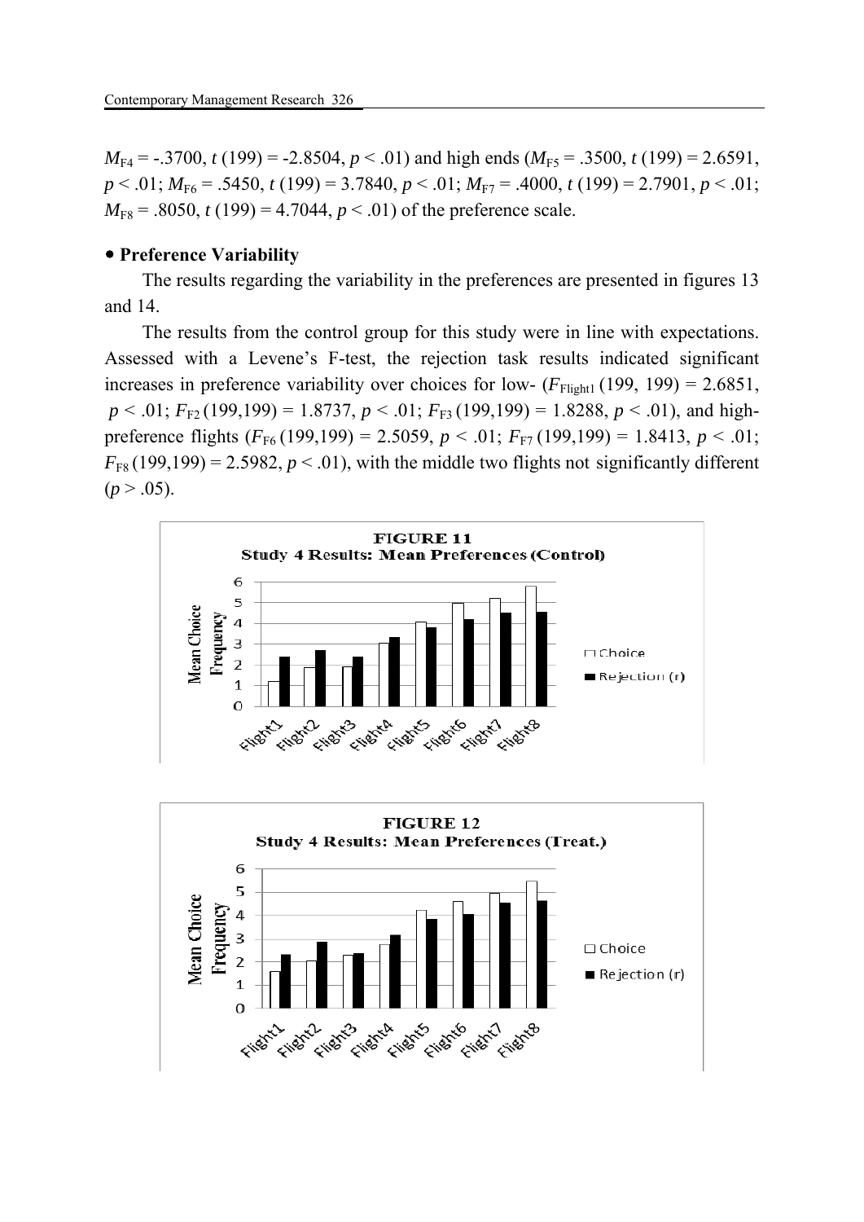$M_{F4}$ = -.3700, $t$ (199) = -2.8504, $p$ < .01) and high ends ($M_{F5}$ = .3500, $t$ (199) = 2.6591, $p$ < .01; $M_{F6}$ = .5450, $t$ (199) = 3.7840, $p$ < .01; $M_{F7}$ = .4000, $t$ (199) = 2.7901, $p$ < .01; $M_{F8}$ = .8050, $t$ (199) = 4.7044, $p$ < .01) of the preference scale.

### • Preference Variability

The results regarding the variability in the preferences are presented in figures 13 and 14.

The results from the control group for this study were in line with expectations. Assessed with a Levene's F-test, the rejection task results indicated significant increases in preference variability over choices for low- ($F_{Flight1}$ (199, 199) = 2.6851, $p$ < .01; $F_{F2}$ (199,199) = 1.8737, $p$ < .01; $F_{F3}$ (199,199) = 1.8288, $p$ < .01), and high-preference flights ($F_{F6}$ (199,199) = 2.5059, $p$ < .01; $F_{F7}$ (199,199) = 1.8413, $p$ < .01; $F_{F8}$ (199,199) = 2.5982, $p$ < .01), with the middle two flights not significantly different ($p$ > .05).

**FIGURE 11**
**Study 4 Results: Mean Preferences (Control)**

**FIGURE 12**
**Study 4 Results: Mean Preferences (Treat.)**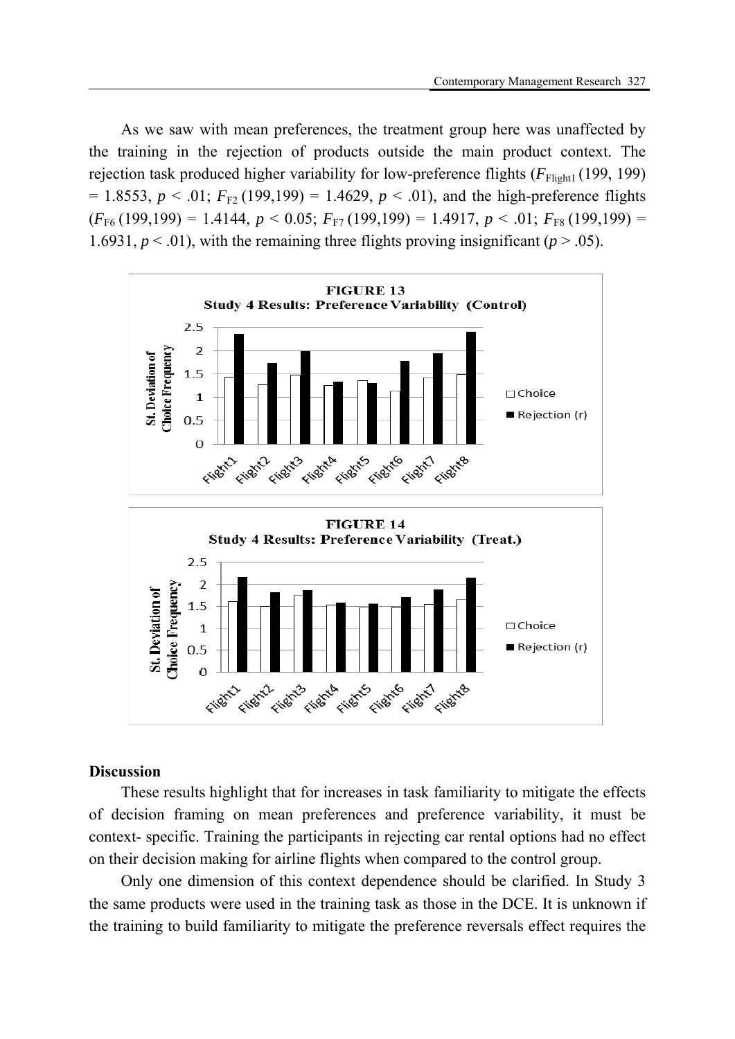As we saw with mean preferences, the treatment group here was unaffected by the training in the rejection of products outside the main product context. The rejection task produced higher variability for low-preference flights ($F_{\text{Flight1}}$ (199, 199) = 1.8553, $p < .01$; $F_{\text{F2}}$ (199,199) = 1.4629, $p < .01$), and the high-preference flights ($F_{\text{F6}}$ (199,199) = 1.4144, $p < 0.05$; $F_{\text{F7}}$ (199,199) = 1.4917, $p < .01$; $F_{\text{F8}}$ (199,199) = 1.6931, $p < .01$), with the remaining three flights proving insignificant ($p > .05$).

**FIGURE 13**
**Study 4 Results: Preference Variability (Control)**

**FIGURE 14**
**Study 4 Results: Preference Variability (Treat.)**

### Discussion

These results highlight that for increases in task familiarity to mitigate the effects of decision framing on mean preferences and preference variability, it must be context- specific. Training the participants in rejecting car rental options had no effect on their decision making for airline flights when compared to the control group.

Only one dimension of this context dependence should be clarified. In Study 3 the same products were used in the training task as those in the DCE. It is unknown if the training to build familiarity to mitigate the preference reversals effect requires the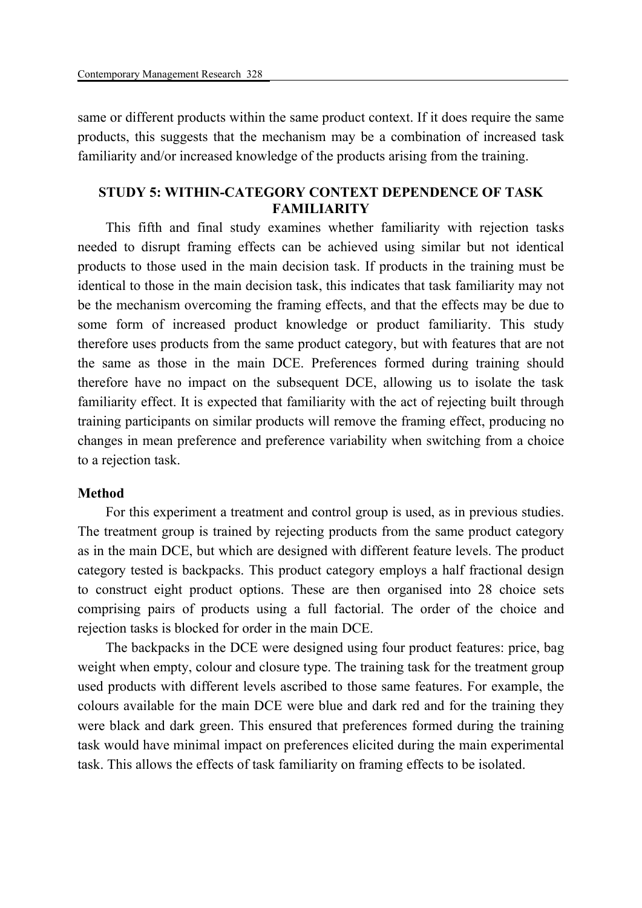same or different products within the same product context. If it does require the same products, this suggests that the mechanism may be a combination of increased task familiarity and/or increased knowledge of the products arising from the training.

## STUDY 5: WITHIN-CATEGORY CONTEXT DEPENDENCE OF TASK FAMILIARITY

This fifth and final study examines whether familiarity with rejection tasks needed to disrupt framing effects can be achieved using similar but not identical products to those used in the main decision task. If products in the training must be identical to those in the main decision task, this indicates that task familiarity may not be the mechanism overcoming the framing effects, and that the effects may be due to some form of increased product knowledge or product familiarity. This study therefore uses products from the same product category, but with features that are not the same as those in the main DCE. Preferences formed during training should therefore have no impact on the subsequent DCE, allowing us to isolate the task familiarity effect. It is expected that familiarity with the act of rejecting built through training participants on similar products will remove the framing effect, producing no changes in mean preference and preference variability when switching from a choice to a rejection task.

### Method

For this experiment a treatment and control group is used, as in previous studies. The treatment group is trained by rejecting products from the same product category as in the main DCE, but which are designed with different feature levels. The product category tested is backpacks. This product category employs a half fractional design to construct eight product options. These are then organised into 28 choice sets comprising pairs of products using a full factorial. The order of the choice and rejection tasks is blocked for order in the main DCE.

The backpacks in the DCE were designed using four product features: price, bag weight when empty, colour and closure type. The training task for the treatment group used products with different levels ascribed to those same features. For example, the colours available for the main DCE were blue and dark red and for the training they were black and dark green. This ensured that preferences formed during the training task would have minimal impact on preferences elicited during the main experimental task. This allows the effects of task familiarity on framing effects to be isolated.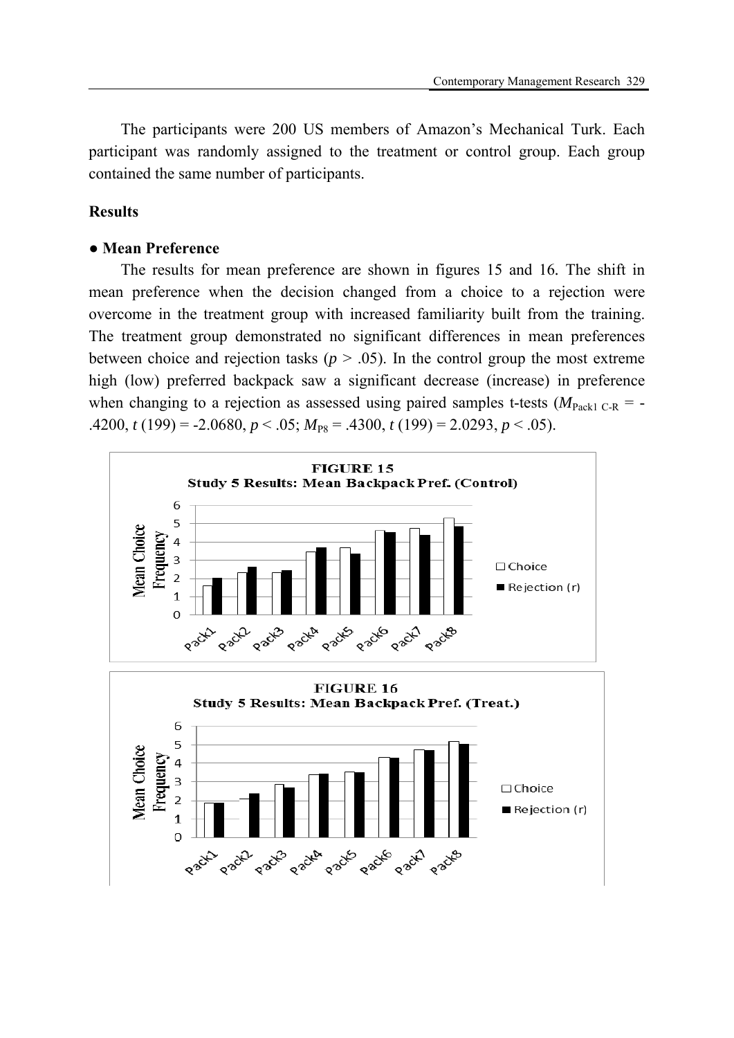The participants were 200 US members of Amazon's Mechanical Turk. Each participant was randomly assigned to the treatment or control group. Each group contained the same number of participants.

## Results

### ● Mean Preference

The results for mean preference are shown in figures 15 and 16. The shift in mean preference when the decision changed from a choice to a rejection were overcome in the treatment group with increased familiarity built from the training. The treatment group demonstrated no significant differences in mean preferences between choice and rejection tasks ($p > .05$). In the control group the most extreme high (low) preferred backpack saw a significant decrease (increase) in preference when changing to a rejection as assessed using paired samples t-tests ($M_{\text{Pack1 C-R}} = -.4200$, $t\,(199) = -2.0680$, $p < .05$; $M_{\text{P8}} = .4300$, $t\,(199) = 2.0293$, $p < .05$).

**FIGURE 15**
**Study 5 Results: Mean Backpack Pref. (Control)**

**FIGURE 16**
**Study 5 Results: Mean Backpack Pref. (Treat.)**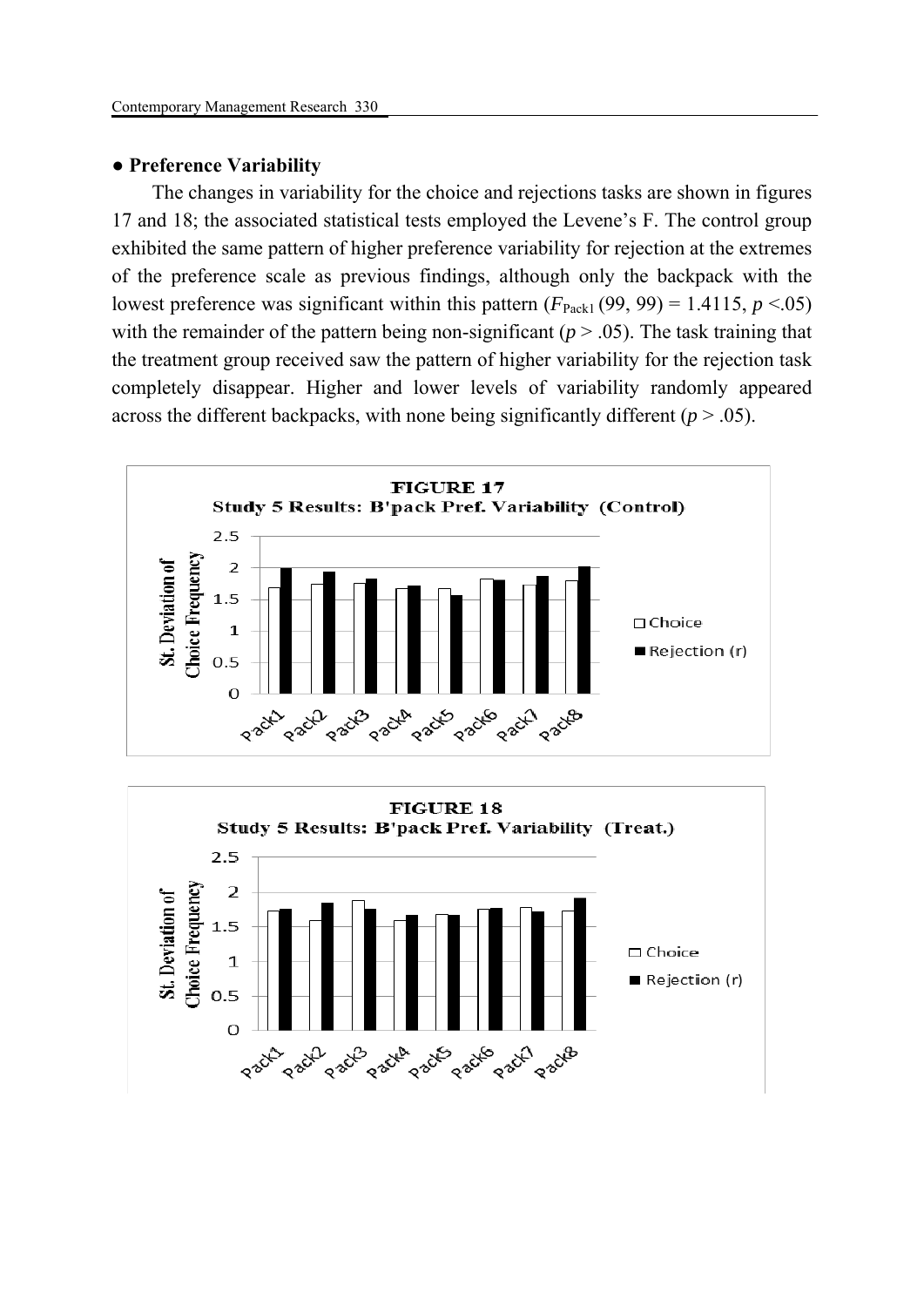## ● Preference Variability

The changes in variability for the choice and rejections tasks are shown in figures 17 and 18; the associated statistical tests employed the Levene's F. The control group exhibited the same pattern of higher preference variability for rejection at the extremes of the preference scale as previous findings, although only the backpack with the lowest preference was significant within this pattern ($F_{\text{Pack1}}$ (99, 99) = 1.4115, $p$ <.05) with the remainder of the pattern being non-significant ($p$ > .05). The task training that the treatment group received saw the pattern of higher variability for the rejection task completely disappear. Higher and lower levels of variability randomly appeared across the different backpacks, with none being significantly different ($p$ > .05).

**FIGURE 17**
**Study 5 Results: B'pack Pref. Variability (Control)**

**FIGURE 18**
**Study 5 Results: B'pack Pref. Variability (Treat.)**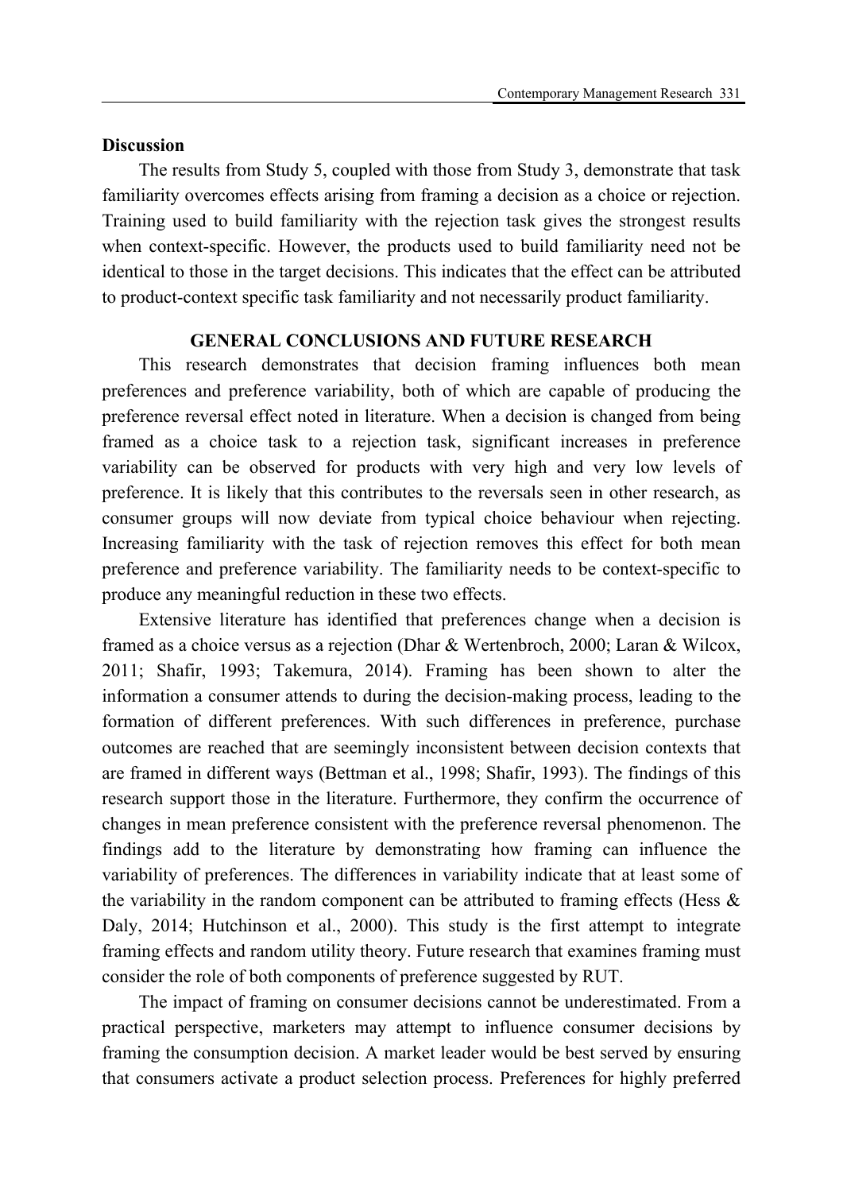**Discussion**

The results from Study 5, coupled with those from Study 3, demonstrate that task familiarity overcomes effects arising from framing a decision as a choice or rejection. Training used to build familiarity with the rejection task gives the strongest results when context-specific. However, the products used to build familiarity need not be identical to those in the target decisions. This indicates that the effect can be attributed to product-context specific task familiarity and not necessarily product familiarity.

## GENERAL CONCLUSIONS AND FUTURE RESEARCH

This research demonstrates that decision framing influences both mean preferences and preference variability, both of which are capable of producing the preference reversal effect noted in literature. When a decision is changed from being framed as a choice task to a rejection task, significant increases in preference variability can be observed for products with very high and very low levels of preference. It is likely that this contributes to the reversals seen in other research, as consumer groups will now deviate from typical choice behaviour when rejecting. Increasing familiarity with the task of rejection removes this effect for both mean preference and preference variability. The familiarity needs to be context-specific to produce any meaningful reduction in these two effects.

Extensive literature has identified that preferences change when a decision is framed as a choice versus as a rejection (Dhar & Wertenbroch, 2000; Laran & Wilcox, 2011; Shafir, 1993; Takemura, 2014). Framing has been shown to alter the information a consumer attends to during the decision-making process, leading to the formation of different preferences. With such differences in preference, purchase outcomes are reached that are seemingly inconsistent between decision contexts that are framed in different ways (Bettman et al., 1998; Shafir, 1993). The findings of this research support those in the literature. Furthermore, they confirm the occurrence of changes in mean preference consistent with the preference reversal phenomenon. The findings add to the literature by demonstrating how framing can influence the variability of preferences. The differences in variability indicate that at least some of the variability in the random component can be attributed to framing effects (Hess & Daly, 2014; Hutchinson et al., 2000). This study is the first attempt to integrate framing effects and random utility theory. Future research that examines framing must consider the role of both components of preference suggested by RUT.

The impact of framing on consumer decisions cannot be underestimated. From a practical perspective, marketers may attempt to influence consumer decisions by framing the consumption decision. A market leader would be best served by ensuring that consumers activate a product selection process. Preferences for highly preferred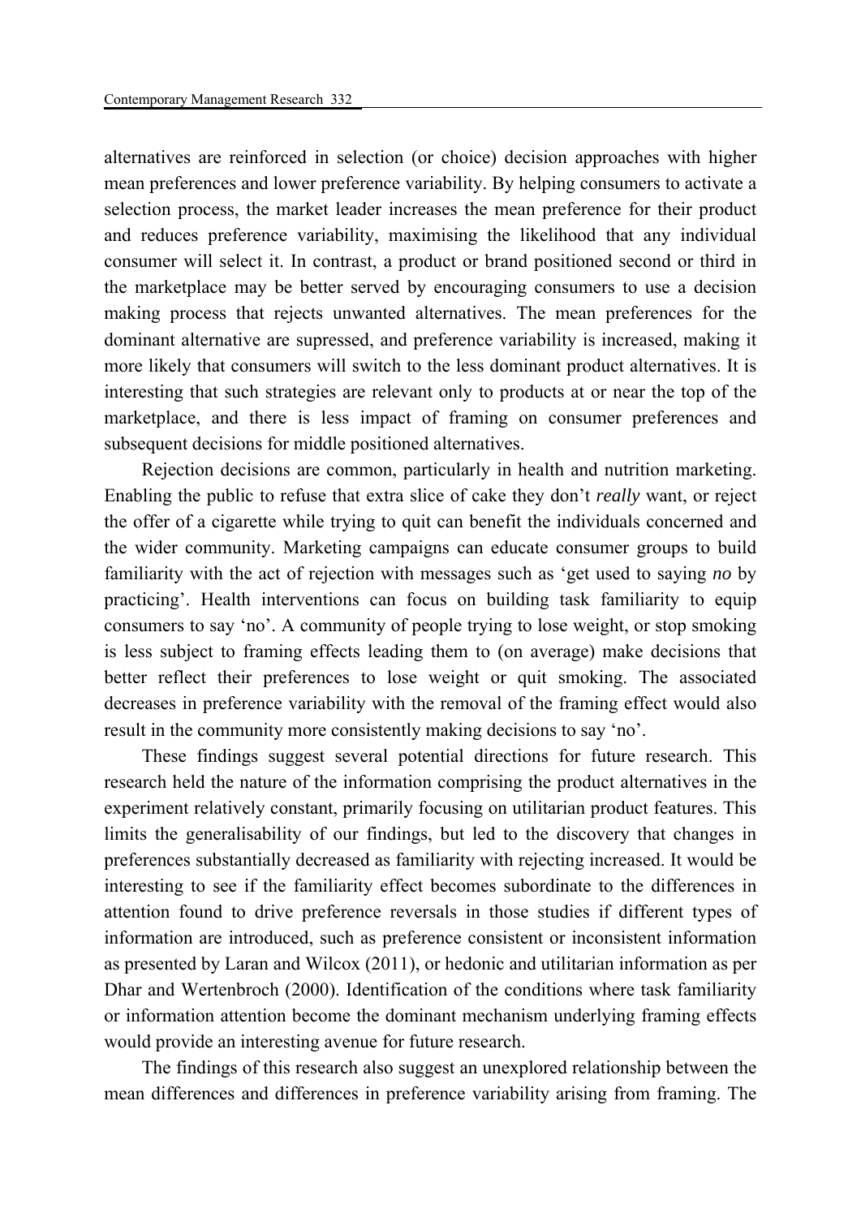alternatives are reinforced in selection (or choice) decision approaches with higher mean preferences and lower preference variability. By helping consumers to activate a selection process, the market leader increases the mean preference for their product and reduces preference variability, maximising the likelihood that any individual consumer will select it. In contrast, a product or brand positioned second or third in the marketplace may be better served by encouraging consumers to use a decision making process that rejects unwanted alternatives. The mean preferences for the dominant alternative are supressed, and preference variability is increased, making it more likely that consumers will switch to the less dominant product alternatives. It is interesting that such strategies are relevant only to products at or near the top of the marketplace, and there is less impact of framing on consumer preferences and subsequent decisions for middle positioned alternatives.

Rejection decisions are common, particularly in health and nutrition marketing. Enabling the public to refuse that extra slice of cake they don't *really* want, or reject the offer of a cigarette while trying to quit can benefit the individuals concerned and the wider community. Marketing campaigns can educate consumer groups to build familiarity with the act of rejection with messages such as 'get used to saying *no* by practicing'. Health interventions can focus on building task familiarity to equip consumers to say 'no'. A community of people trying to lose weight, or stop smoking is less subject to framing effects leading them to (on average) make decisions that better reflect their preferences to lose weight or quit smoking. The associated decreases in preference variability with the removal of the framing effect would also result in the community more consistently making decisions to say 'no'.

These findings suggest several potential directions for future research. This research held the nature of the information comprising the product alternatives in the experiment relatively constant, primarily focusing on utilitarian product features. This limits the generalisability of our findings, but led to the discovery that changes in preferences substantially decreased as familiarity with rejecting increased. It would be interesting to see if the familiarity effect becomes subordinate to the differences in attention found to drive preference reversals in those studies if different types of information are introduced, such as preference consistent or inconsistent information as presented by Laran and Wilcox (2011), or hedonic and utilitarian information as per Dhar and Wertenbroch (2000). Identification of the conditions where task familiarity or information attention become the dominant mechanism underlying framing effects would provide an interesting avenue for future research.

The findings of this research also suggest an unexplored relationship between the mean differences and differences in preference variability arising from framing. The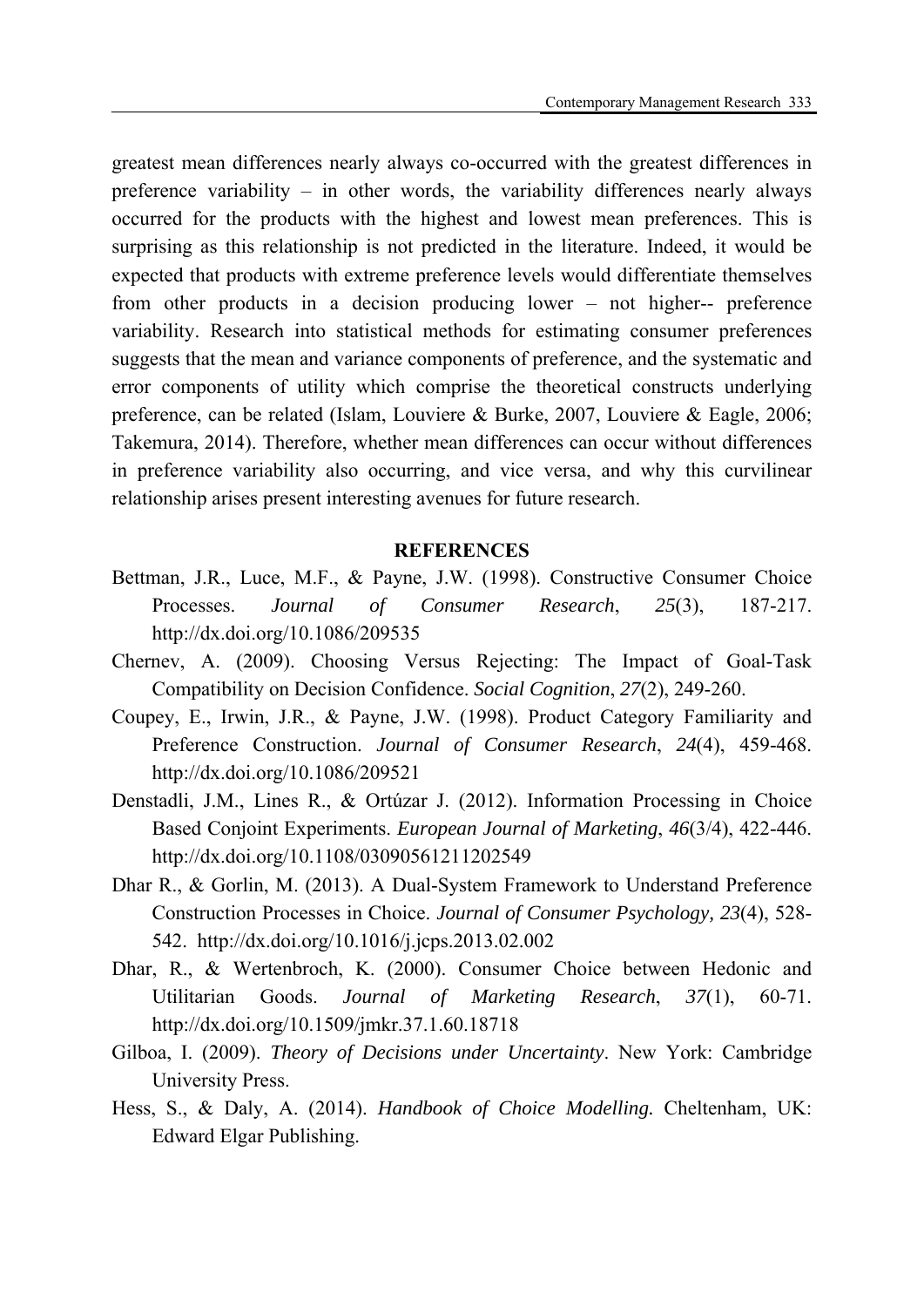greatest mean differences nearly always co-occurred with the greatest differences in preference variability – in other words, the variability differences nearly always occurred for the products with the highest and lowest mean preferences. This is surprising as this relationship is not predicted in the literature. Indeed, it would be expected that products with extreme preference levels would differentiate themselves from other products in a decision producing lower – not higher-- preference variability. Research into statistical methods for estimating consumer preferences suggests that the mean and variance components of preference, and the systematic and error components of utility which comprise the theoretical constructs underlying preference, can be related (Islam, Louviere & Burke, 2007, Louviere & Eagle, 2006; Takemura, 2014). Therefore, whether mean differences can occur without differences in preference variability also occurring, and vice versa, and why this curvilinear relationship arises present interesting avenues for future research.

## REFERENCES

Bettman, J.R., Luce, M.F., & Payne, J.W. (1998). Constructive Consumer Choice Processes. *Journal of Consumer Research*, *25*(3), 187-217. http://dx.doi.org/10.1086/209535

Chernev, A. (2009). Choosing Versus Rejecting: The Impact of Goal-Task Compatibility on Decision Confidence. *Social Cognition*, *27*(2), 249-260.

Coupey, E., Irwin, J.R., & Payne, J.W. (1998). Product Category Familiarity and Preference Construction. *Journal of Consumer Research*, *24*(4), 459-468. http://dx.doi.org/10.1086/209521

Denstadli, J.M., Lines R., & Ortúzar J. (2012). Information Processing in Choice Based Conjoint Experiments. *European Journal of Marketing*, *46*(3/4), 422-446. http://dx.doi.org/10.1108/03090561211202549

Dhar R., & Gorlin, M. (2013). A Dual-System Framework to Understand Preference Construction Processes in Choice. *Journal of Consumer Psychology, 23*(4), 528-542. http://dx.doi.org/10.1016/j.jcps.2013.02.002

Dhar, R., & Wertenbroch, K. (2000). Consumer Choice between Hedonic and Utilitarian Goods. *Journal of Marketing Research*, *37*(1), 60-71. http://dx.doi.org/10.1509/jmkr.37.1.60.18718

Gilboa, I. (2009). *Theory of Decisions under Uncertainty*. New York: Cambridge University Press.

Hess, S., & Daly, A. (2014). *Handbook of Choice Modelling.* Cheltenham, UK: Edward Elgar Publishing.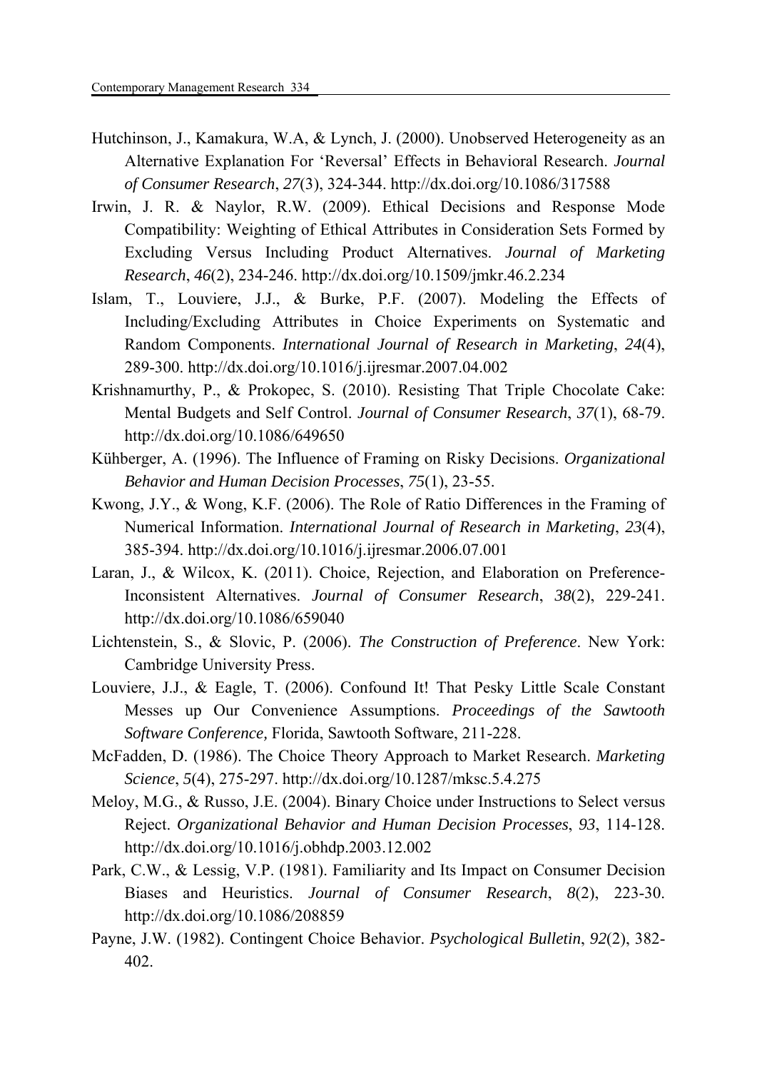Hutchinson, J., Kamakura, W.A, & Lynch, J. (2000). Unobserved Heterogeneity as an Alternative Explanation For 'Reversal' Effects in Behavioral Research. *Journal of Consumer Research*, *27*(3), 324-344. http://dx.doi.org/10.1086/317588

Irwin, J. R. & Naylor, R.W. (2009). Ethical Decisions and Response Mode Compatibility: Weighting of Ethical Attributes in Consideration Sets Formed by Excluding Versus Including Product Alternatives. *Journal of Marketing Research*, *46*(2), 234-246. http://dx.doi.org/10.1509/jmkr.46.2.234

Islam, T., Louviere, J.J., & Burke, P.F. (2007). Modeling the Effects of Including/Excluding Attributes in Choice Experiments on Systematic and Random Components. *International Journal of Research in Marketing*, *24*(4), 289-300. http://dx.doi.org/10.1016/j.ijresmar.2007.04.002

Krishnamurthy, P., & Prokopec, S. (2010). Resisting That Triple Chocolate Cake: Mental Budgets and Self Control. *Journal of Consumer Research*, *37*(1), 68-79. http://dx.doi.org/10.1086/649650

Kühberger, A. (1996). The Influence of Framing on Risky Decisions. *Organizational Behavior and Human Decision Processes*, *75*(1), 23-55.

Kwong, J.Y., & Wong, K.F. (2006). The Role of Ratio Differences in the Framing of Numerical Information. *International Journal of Research in Marketing*, *23*(4), 385-394. http://dx.doi.org/10.1016/j.ijresmar.2006.07.001

Laran, J., & Wilcox, K. (2011). Choice, Rejection, and Elaboration on Preference-Inconsistent Alternatives. *Journal of Consumer Research*, *38*(2), 229-241. http://dx.doi.org/10.1086/659040

Lichtenstein, S., & Slovic, P. (2006). *The Construction of Preference*. New York: Cambridge University Press.

Louviere, J.J., & Eagle, T. (2006). Confound It! That Pesky Little Scale Constant Messes up Our Convenience Assumptions. *Proceedings of the Sawtooth Software Conference,* Florida, Sawtooth Software, 211-228.

McFadden, D. (1986). The Choice Theory Approach to Market Research. *Marketing Science*, *5*(4), 275-297. http://dx.doi.org/10.1287/mksc.5.4.275

Meloy, M.G., & Russo, J.E. (2004). Binary Choice under Instructions to Select versus Reject. *Organizational Behavior and Human Decision Processes*, *93*, 114-128. http://dx.doi.org/10.1016/j.obhdp.2003.12.002

Park, C.W., & Lessig, V.P. (1981). Familiarity and Its Impact on Consumer Decision Biases and Heuristics. *Journal of Consumer Research*, *8*(2), 223-30. http://dx.doi.org/10.1086/208859

Payne, J.W. (1982). Contingent Choice Behavior. *Psychological Bulletin*, *92*(2), 382-402.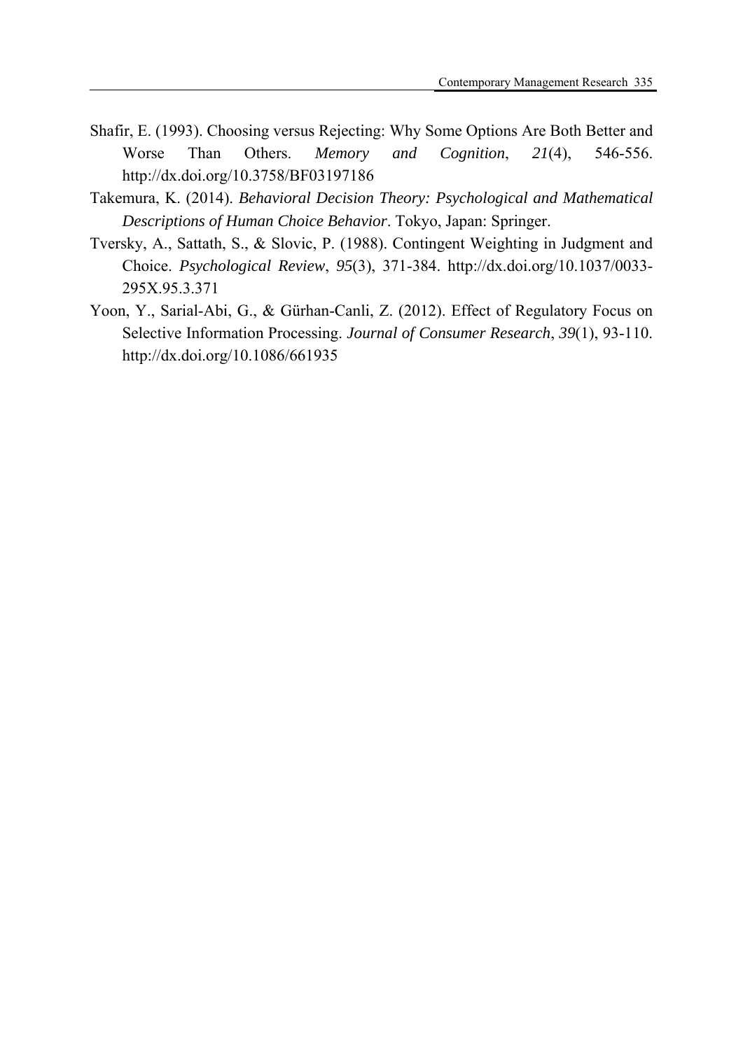Shafir, E. (1993). Choosing versus Rejecting: Why Some Options Are Both Better and Worse Than Others. *Memory and Cognition*, *21*(4), 546-556. http://dx.doi.org/10.3758/BF03197186

Takemura, K. (2014). *Behavioral Decision Theory: Psychological and Mathematical Descriptions of Human Choice Behavior*. Tokyo, Japan: Springer.

Tversky, A., Sattath, S., & Slovic, P. (1988). Contingent Weighting in Judgment and Choice. *Psychological Review*, *95*(3), 371-384. http://dx.doi.org/10.1037/0033-295X.95.3.371

Yoon, Y., Sarial-Abi, G., & Gürhan-Canli, Z. (2012). Effect of Regulatory Focus on Selective Information Processing. *Journal of Consumer Research*, *39*(1), 93-110. http://dx.doi.org/10.1086/661935